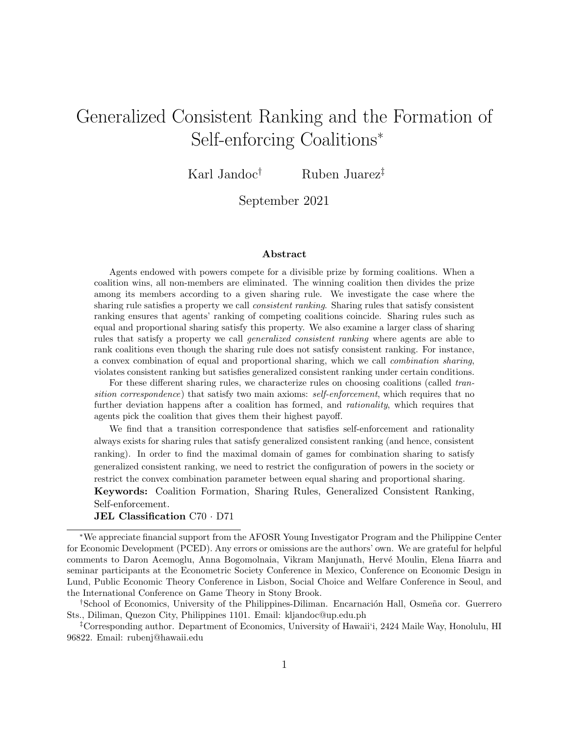# Generalized Consistent Ranking and the Formation of Self-enforcing Coalitions[*]

Karl Jandoc[†] Ruben Juarez[‡]

September 2021

### Abstract

Agents endowed with powers compete for a divisible prize by forming coalitions. When a coalition wins, all non-members are eliminated. The winning coalition then divides the prize among its members according to a given sharing rule. We investigate the case where the sharing rule satisfies a property we call *consistent ranking*. Sharing rules that satisfy consistent ranking ensures that agents' ranking of competing coalitions coincide. Sharing rules such as equal and proportional sharing satisfy this property. We also examine a larger class of sharing rules that satisfy a property we call *generalized consistent ranking* where agents are able to rank coalitions even though the sharing rule does not satisfy consistent ranking. For instance, a convex combination of equal and proportional sharing, which we call *combination sharing*, violates consistent ranking but satisfies generalized consistent ranking under certain conditions.

For these different sharing rules, we characterize rules on choosing coalitions (called *transition correspondence*) that satisfy two main axioms: *self-enforcement*, which requires that no further deviation happens after a coalition has formed, and *rationality*, which requires that agents pick the coalition that gives them their highest payoff.

We find that a transition correspondence that satisfies self-enforcement and rationality always exists for sharing rules that satisfy generalized consistent ranking (and hence, consistent ranking). In order to find the maximal domain of games for combination sharing to satisfy generalized consistent ranking, we need to restrict the configuration of powers in the society or restrict the convex combination parameter between equal sharing and proportional sharing.

**Keywords:** Coalition Formation, Sharing Rules, Generalized Consistent Ranking, Self-enforcement.

**JEL Classification** C70 · D71

---

[*] We appreciate financial support from the AFOSR Young Investigator Program and the Philippine Center for Economic Development (PCED). Any errors or omissions are the authors' own. We are grateful for helpful comments to Daron Acemoglu, Anna Bogomolnaia, Vikram Manjunath, Hervé Moulin, Elena Iñarra and seminar participants at the Econometric Society Conference in Mexico, Conference on Economic Design in Lund, Public Economic Theory Conference in Lisbon, Social Choice and Welfare Conference in Seoul, and the International Conference on Game Theory in Stony Brook.

[†] School of Economics, University of the Philippines-Diliman. Encarnación Hall, Osmeña cor. Guerrero Sts., Diliman, Quezon City, Philippines 1101. Email: kljandoc@up.edu.ph

[‡] Corresponding author. Department of Economics, University of Hawaiʻi, 2424 Maile Way, Honolulu, HI 96822. Email: rubenj@hawaii.edu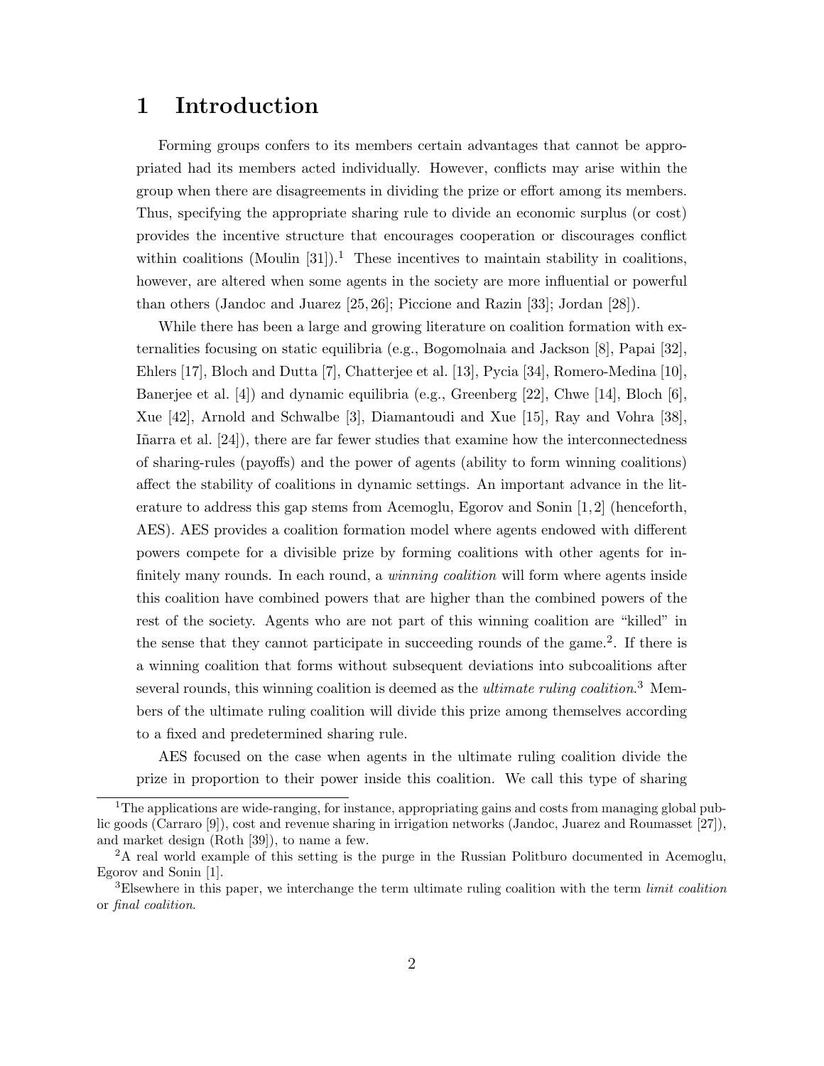# 1 Introduction

Forming groups confers to its members certain advantages that cannot be appropriated had its members acted individually. However, conflicts may arise within the group when there are disagreements in dividing the prize or effort among its members. Thus, specifying the appropriate sharing rule to divide an economic surplus (or cost) provides the incentive structure that encourages cooperation or discourages conflict within coalitions (Moulin [31]).[1] These incentives to maintain stability in coalitions, however, are altered when some agents in the society are more influential or powerful than others (Jandoc and Juarez [25, 26]; Piccione and Razin [33]; Jordan [28]).

While there has been a large and growing literature on coalition formation with externalities focusing on static equilibria (e.g., Bogomolnaia and Jackson [8], Papai [32], Ehlers [17], Bloch and Dutta [7], Chatterjee et al. [13], Pycia [34], Romero-Medina [10], Banerjee et al. [4]) and dynamic equilibria (e.g., Greenberg [22], Chwe [14], Bloch [6], Xue [42], Arnold and Schwalbe [3], Diamantoudi and Xue [15], Ray and Vohra [38], Iñarra et al. [24]), there are far fewer studies that examine how the interconnectedness of sharing-rules (payoffs) and the power of agents (ability to form winning coalitions) affect the stability of coalitions in dynamic settings. An important advance in the literature to address this gap stems from Acemoglu, Egorov and Sonin [1, 2] (henceforth, AES). AES provides a coalition formation model where agents endowed with different powers compete for a divisible prize by forming coalitions with other agents for infinitely many rounds. In each round, a *winning coalition* will form where agents inside this coalition have combined powers that are higher than the combined powers of the rest of the society. Agents who are not part of this winning coalition are "killed" in the sense that they cannot participate in succeeding rounds of the game.[2]. If there is a winning coalition that forms without subsequent deviations into subcoalitions after several rounds, this winning coalition is deemed as the *ultimate ruling coalition*.[3] Members of the ultimate ruling coalition will divide this prize among themselves according to a fixed and predetermined sharing rule.

AES focused on the case when agents in the ultimate ruling coalition divide the prize in proportion to their power inside this coalition. We call this type of sharing

[1] The applications are wide-ranging, for instance, appropriating gains and costs from managing global public goods (Carraro [9]), cost and revenue sharing in irrigation networks (Jandoc, Juarez and Roumasset [27]), and market design (Roth [39]), to name a few.

[2] A real world example of this setting is the purge in the Russian Politburo documented in Acemoglu, Egorov and Sonin [1].

[3] Elsewhere in this paper, we interchange the term ultimate ruling coalition with the term *limit coalition* or *final coalition*.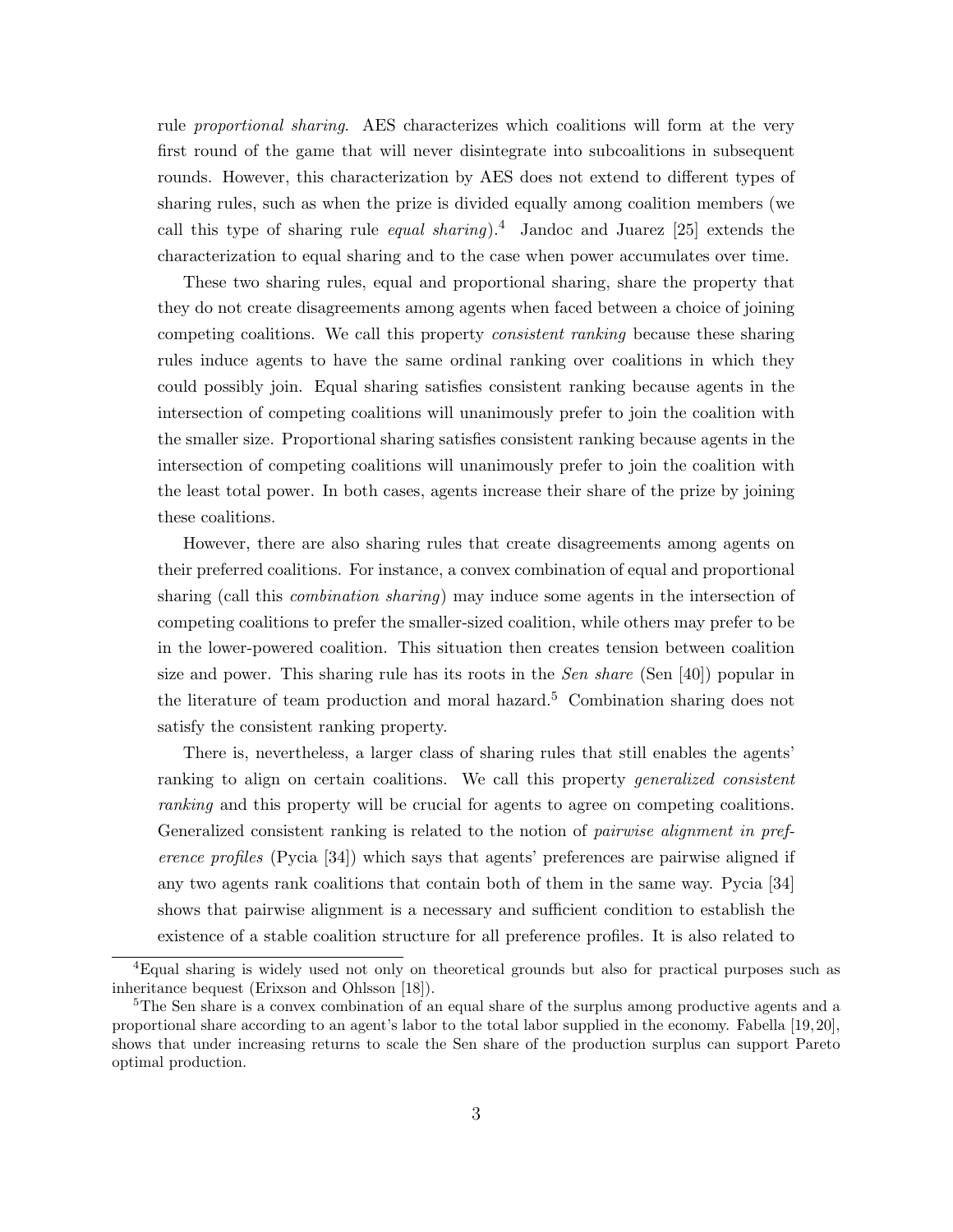rule *proportional sharing*. AES characterizes which coalitions will form at the very first round of the game that will never disintegrate into subcoalitions in subsequent rounds. However, this characterization by AES does not extend to different types of sharing rules, such as when the prize is divided equally among coalition members (we call this type of sharing rule *equal sharing*).[4] Jandoc and Juarez [25] extends the characterization to equal sharing and to the case when power accumulates over time.

These two sharing rules, equal and proportional sharing, share the property that they do not create disagreements among agents when faced between a choice of joining competing coalitions. We call this property *consistent ranking* because these sharing rules induce agents to have the same ordinal ranking over coalitions in which they could possibly join. Equal sharing satisfies consistent ranking because agents in the intersection of competing coalitions will unanimously prefer to join the coalition with the smaller size. Proportional sharing satisfies consistent ranking because agents in the intersection of competing coalitions will unanimously prefer to join the coalition with the least total power. In both cases, agents increase their share of the prize by joining these coalitions.

However, there are also sharing rules that create disagreements among agents on their preferred coalitions. For instance, a convex combination of equal and proportional sharing (call this *combination sharing*) may induce some agents in the intersection of competing coalitions to prefer the smaller-sized coalition, while others may prefer to be in the lower-powered coalition. This situation then creates tension between coalition size and power. This sharing rule has its roots in the *Sen share* (Sen [40]) popular in the literature of team production and moral hazard.[5] Combination sharing does not satisfy the consistent ranking property.

There is, nevertheless, a larger class of sharing rules that still enables the agents' ranking to align on certain coalitions. We call this property *generalized consistent ranking* and this property will be crucial for agents to agree on competing coalitions. Generalized consistent ranking is related to the notion of *pairwise alignment in preference profiles* (Pycia [34]) which says that agents' preferences are pairwise aligned if any two agents rank coalitions that contain both of them in the same way. Pycia [34] shows that pairwise alignment is a necessary and sufficient condition to establish the existence of a stable coalition structure for all preference profiles. It is also related to

[4] Equal sharing is widely used not only on theoretical grounds but also for practical purposes such as inheritance bequest (Erixson and Ohlsson [18]).

[5] The Sen share is a convex combination of an equal share of the surplus among productive agents and a proportional share according to an agent's labor to the total labor supplied in the economy. Fabella [19, 20], shows that under increasing returns to scale the Sen share of the production surplus can support Pareto optimal production.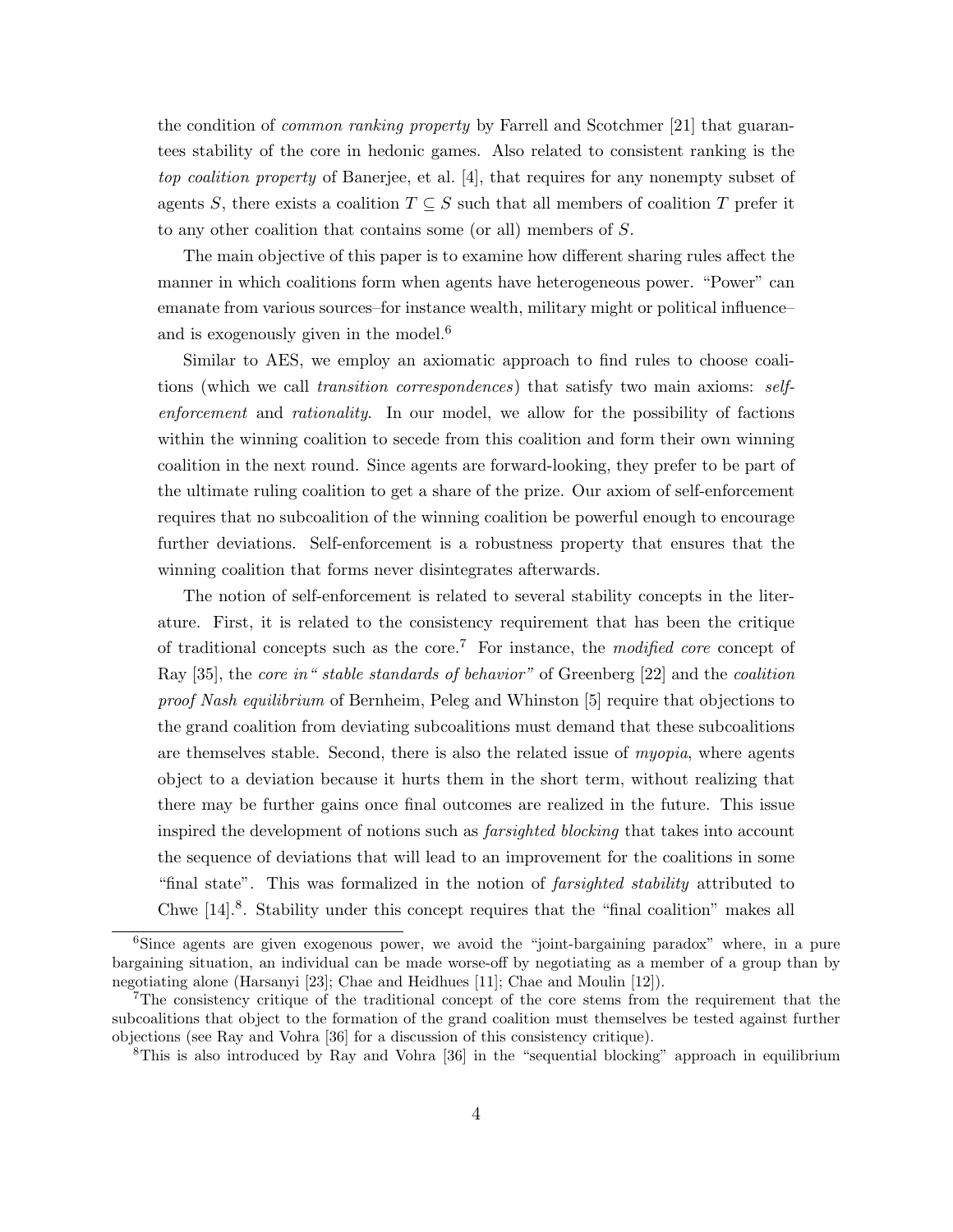the condition of *common ranking property* by Farrell and Scotchmer [21] that guarantees stability of the core in hedonic games. Also related to consistent ranking is the *top coalition property* of Banerjee, et al. [4], that requires for any nonempty subset of agents $S$, there exists a coalition $T \subseteq S$ such that all members of coalition $T$ prefer it to any other coalition that contains some (or all) members of $S$.

The main objective of this paper is to examine how different sharing rules affect the manner in which coalitions form when agents have heterogeneous power. "Power" can emanate from various sources–for instance wealth, military might or political influence– and is exogenously given in the model.[6]

Similar to AES, we employ an axiomatic approach to find rules to choose coalitions (which we call *transition correspondences*) that satisfy two main axioms: *self-enforcement* and *rationality*. In our model, we allow for the possibility of factions within the winning coalition to secede from this coalition and form their own winning coalition in the next round. Since agents are forward-looking, they prefer to be part of the ultimate ruling coalition to get a share of the prize. Our axiom of self-enforcement requires that no subcoalition of the winning coalition be powerful enough to encourage further deviations. Self-enforcement is a robustness property that ensures that the winning coalition that forms never disintegrates afterwards.

The notion of self-enforcement is related to several stability concepts in the literature. First, it is related to the consistency requirement that has been the critique of traditional concepts such as the core.[7] For instance, the *modified core* concept of Ray [35], the *core in " stable standards of behavior"* of Greenberg [22] and the *coalition proof Nash equilibrium* of Bernheim, Peleg and Whinston [5] require that objections to the grand coalition from deviating subcoalitions must demand that these subcoalitions are themselves stable. Second, there is also the related issue of *myopia*, where agents object to a deviation because it hurts them in the short term, without realizing that there may be further gains once final outcomes are realized in the future. This issue inspired the development of notions such as *farsighted blocking* that takes into account the sequence of deviations that will lead to an improvement for the coalitions in some "final state". This was formalized in the notion of *farsighted stability* attributed to Chwe [14].[8]. Stability under this concept requires that the "final coalition" makes all

[6]Since agents are given exogenous power, we avoid the "joint-bargaining paradox" where, in a pure bargaining situation, an individual can be made worse-off by negotiating as a member of a group than by negotiating alone (Harsanyi [23]; Chae and Heidhues [11]; Chae and Moulin [12]).

[7]The consistency critique of the traditional concept of the core stems from the requirement that the subcoalitions that object to the formation of the grand coalition must themselves be tested against further objections (see Ray and Vohra [36] for a discussion of this consistency critique).

[8]This is also introduced by Ray and Vohra [36] in the "sequential blocking" approach in equilibrium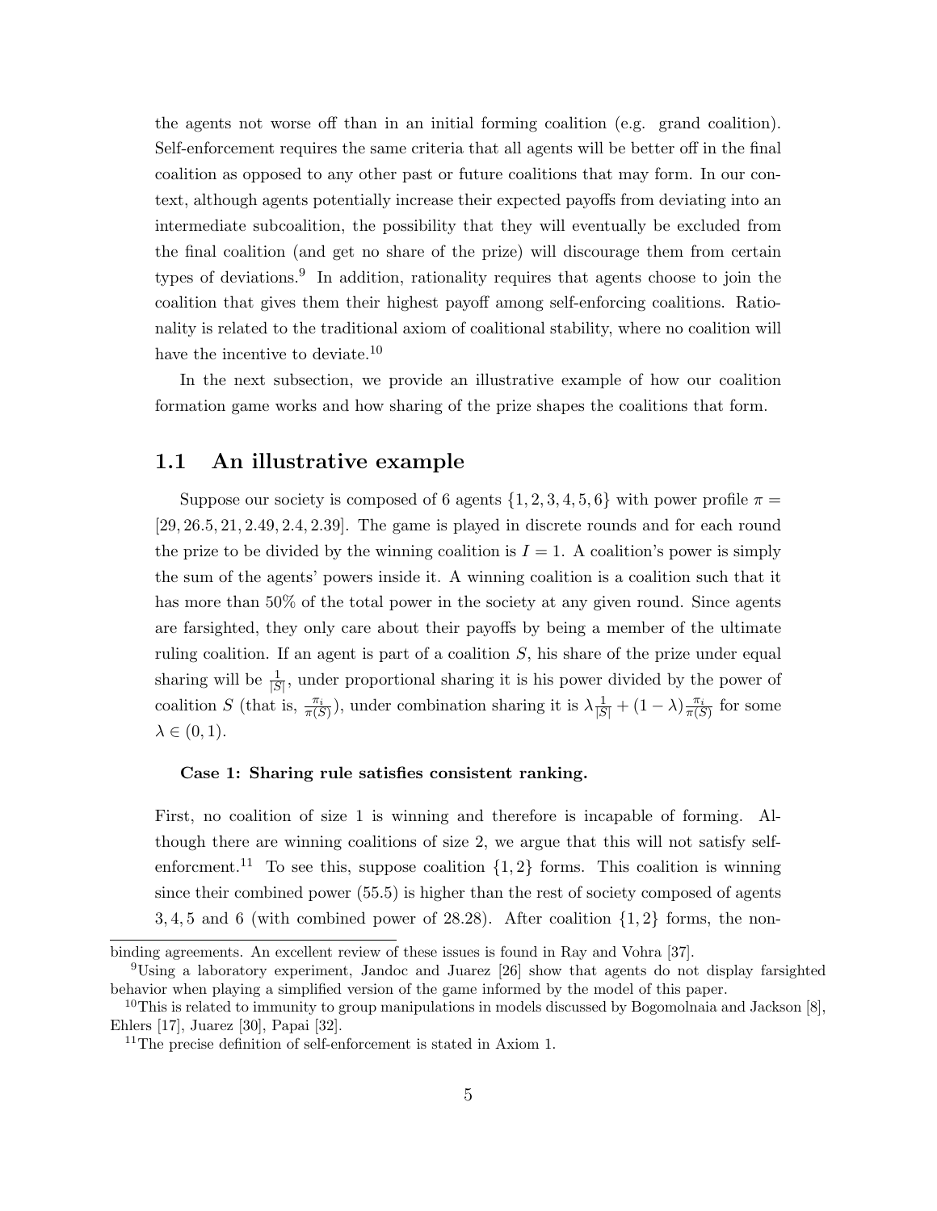the agents not worse off than in an initial forming coalition (e.g. grand coalition). Self-enforcement requires the same criteria that all agents will be better off in the final coalition as opposed to any other past or future coalitions that may form. In our context, although agents potentially increase their expected payoffs from deviating into an intermediate subcoalition, the possibility that they will eventually be excluded from the final coalition (and get no share of the prize) will discourage them from certain types of deviations.[9] In addition, rationality requires that agents choose to join the coalition that gives them their highest payoff among self-enforcing coalitions. Rationality is related to the traditional axiom of coalitional stability, where no coalition will have the incentive to deviate.[10]

In the next subsection, we provide an illustrative example of how our coalition formation game works and how sharing of the prize shapes the coalitions that form.

## 1.1 An illustrative example

Suppose our society is composed of 6 agents $\{1, 2, 3, 4, 5, 6\}$ with power profile $\pi = [29, 26.5, 21, 2.49, 2.4, 2.39]$. The game is played in discrete rounds and for each round the prize to be divided by the winning coalition is $I = 1$. A coalition's power is simply the sum of the agents' powers inside it. A winning coalition is a coalition such that it has more than 50% of the total power in the society at any given round. Since agents are farsighted, they only care about their payoffs by being a member of the ultimate ruling coalition. If an agent is part of a coalition $S$, his share of the prize under equal sharing will be $\frac{1}{|S|}$, under proportional sharing it is his power divided by the power of coalition $S$ (that is, $\frac{\pi_i}{\pi(S)}$), under combination sharing it is $\lambda\frac{1}{|S|} + (1-\lambda)\frac{\pi_i}{\pi(S)}$ for some $\lambda \in (0, 1)$.

**Case 1: Sharing rule satisfies consistent ranking.**

First, no coalition of size 1 is winning and therefore is incapable of forming. Although there are winning coalitions of size 2, we argue that this will not satisfy self-enforcment.[11] To see this, suppose coalition $\{1, 2\}$ forms. This coalition is winning since their combined power (55.5) is higher than the rest of society composed of agents 3, 4, 5 and 6 (with combined power of 28.28). After coalition $\{1, 2\}$ forms, the non-

---

binding agreements. An excellent review of these issues is found in Ray and Vohra [37].

[9] Using a laboratory experiment, Jandoc and Juarez [26] show that agents do not display farsighted behavior when playing a simplified version of the game informed by the model of this paper.

[10] This is related to immunity to group manipulations in models discussed by Bogomolnaia and Jackson [8], Ehlers [17], Juarez [30], Papai [32].

[11] The precise definition of self-enforcement is stated in Axiom 1.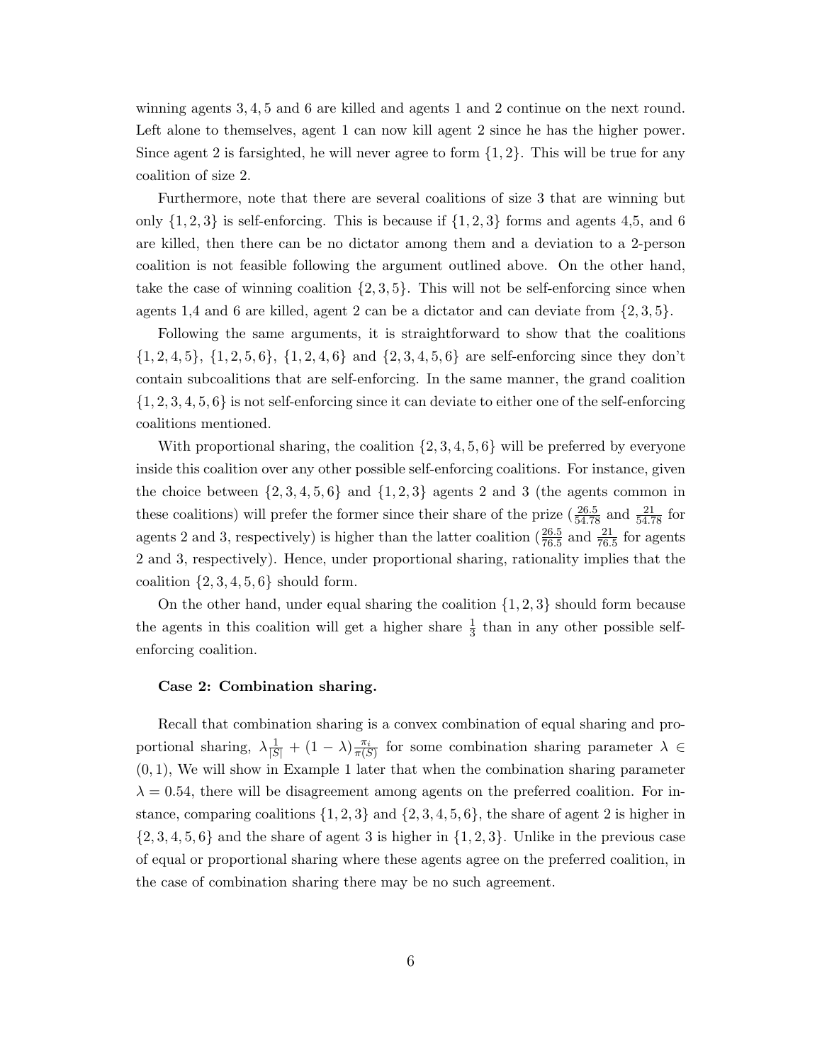winning agents 3, 4, 5 and 6 are killed and agents 1 and 2 continue on the next round. Left alone to themselves, agent 1 can now kill agent 2 since he has the higher power. Since agent 2 is farsighted, he will never agree to form $\{1, 2\}$. This will be true for any coalition of size 2.

Furthermore, note that there are several coalitions of size 3 that are winning but only $\{1, 2, 3\}$ is self-enforcing. This is because if $\{1, 2, 3\}$ forms and agents 4,5, and 6 are killed, then there can be no dictator among them and a deviation to a 2-person coalition is not feasible following the argument outlined above. On the other hand, take the case of winning coalition $\{2, 3, 5\}$. This will not be self-enforcing since when agents 1,4 and 6 are killed, agent 2 can be a dictator and can deviate from $\{2, 3, 5\}$.

Following the same arguments, it is straightforward to show that the coalitions $\{1, 2, 4, 5\}$, $\{1, 2, 5, 6\}$, $\{1, 2, 4, 6\}$ and $\{2, 3, 4, 5, 6\}$ are self-enforcing since they don't contain subcoalitions that are self-enforcing. In the same manner, the grand coalition $\{1, 2, 3, 4, 5, 6\}$ is not self-enforcing since it can deviate to either one of the self-enforcing coalitions mentioned.

With proportional sharing, the coalition $\{2, 3, 4, 5, 6\}$ will be preferred by everyone inside this coalition over any other possible self-enforcing coalitions. For instance, given the choice between $\{2, 3, 4, 5, 6\}$ and $\{1, 2, 3\}$ agents 2 and 3 (the agents common in these coalitions) will prefer the former since their share of the prize ($\frac{26.5}{54.78}$ and $\frac{21}{54.78}$ for agents 2 and 3, respectively) is higher than the latter coalition ($\frac{26.5}{76.5}$ and $\frac{21}{76.5}$ for agents 2 and 3, respectively). Hence, under proportional sharing, rationality implies that the coalition $\{2, 3, 4, 5, 6\}$ should form.

On the other hand, under equal sharing the coalition $\{1, 2, 3\}$ should form because the agents in this coalition will get a higher share $\frac{1}{3}$ than in any other possible self-enforcing coalition.

**Case 2: Combination sharing.**

Recall that combination sharing is a convex combination of equal sharing and proportional sharing, $\lambda \frac{1}{|S|} + (1 - \lambda) \frac{\pi_i}{\pi(S)}$ for some combination sharing parameter $\lambda \in (0, 1)$, We will show in Example 1 later that when the combination sharing parameter $\lambda = 0.54$, there will be disagreement among agents on the preferred coalition. For instance, comparing coalitions $\{1, 2, 3\}$ and $\{2, 3, 4, 5, 6\}$, the share of agent 2 is higher in $\{2, 3, 4, 5, 6\}$ and the share of agent 3 is higher in $\{1, 2, 3\}$. Unlike in the previous case of equal or proportional sharing where these agents agree on the preferred coalition, in the case of combination sharing there may be no such agreement.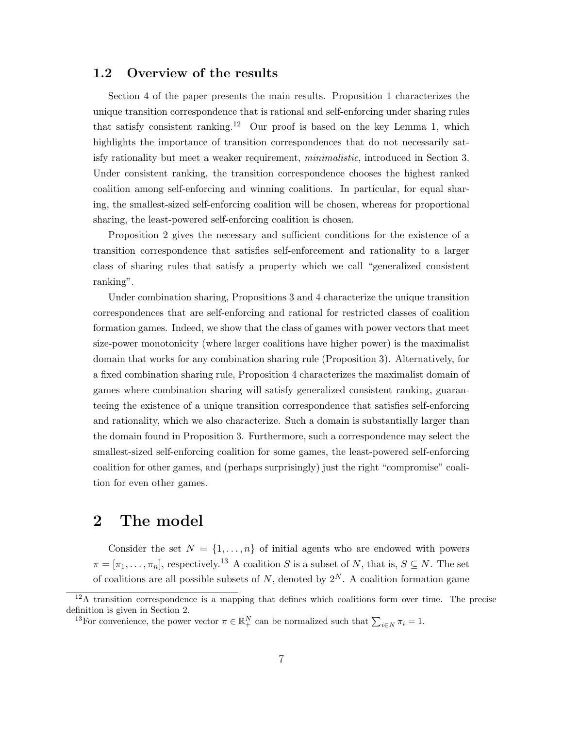### 1.2 Overview of the results

Section 4 of the paper presents the main results. Proposition 1 characterizes the unique transition correspondence that is rational and self-enforcing under sharing rules that satisfy consistent ranking.[12] Our proof is based on the key Lemma 1, which highlights the importance of transition correspondences that do not necessarily satisfy rationality but meet a weaker requirement, *minimalistic*, introduced in Section 3. Under consistent ranking, the transition correspondence chooses the highest ranked coalition among self-enforcing and winning coalitions. In particular, for equal sharing, the smallest-sized self-enforcing coalition will be chosen, whereas for proportional sharing, the least-powered self-enforcing coalition is chosen.

Proposition 2 gives the necessary and sufficient conditions for the existence of a transition correspondence that satisfies self-enforcement and rationality to a larger class of sharing rules that satisfy a property which we call "generalized consistent ranking".

Under combination sharing, Propositions 3 and 4 characterize the unique transition correspondences that are self-enforcing and rational for restricted classes of coalition formation games. Indeed, we show that the class of games with power vectors that meet size-power monotonicity (where larger coalitions have higher power) is the maximalist domain that works for any combination sharing rule (Proposition 3). Alternatively, for a fixed combination sharing rule, Proposition 4 characterizes the maximalist domain of games where combination sharing will satisfy generalized consistent ranking, guaranteeing the existence of a unique transition correspondence that satisfies self-enforcing and rationality, which we also characterize. Such a domain is substantially larger than the domain found in Proposition 3. Furthermore, such a correspondence may select the smallest-sized self-enforcing coalition for some games, the least-powered self-enforcing coalition for other games, and (perhaps surprisingly) just the right "compromise" coalition for even other games.

## 2 The model

Consider the set $N = \{1, \ldots, n\}$ of initial agents who are endowed with powers $\pi = [\pi_1, \ldots, \pi_n]$, respectively.[13] A coalition $S$ is a subset of $N$, that is, $S \subseteq N$. The set of coalitions are all possible subsets of $N$, denoted by $2^N$. A coalition formation game

[12] A transition correspondence is a mapping that defines which coalitions form over time. The precise definition is given in Section 2.

[13] For convenience, the power vector $\pi \in \mathbb{R}^N_+$ can be normalized such that $\sum_{i \in N} \pi_i = 1$.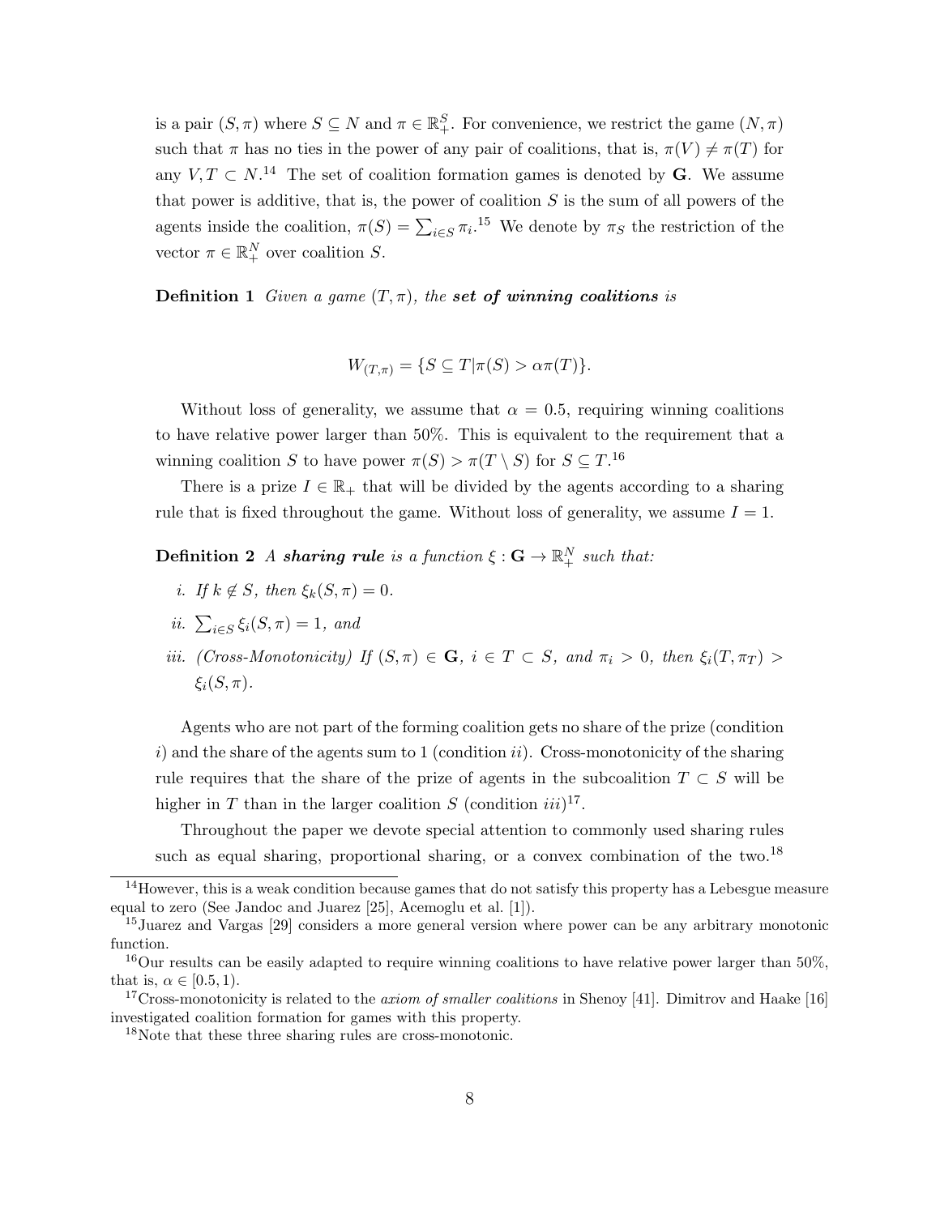is a pair $(S, \pi)$ where $S \subseteq N$ and $\pi \in \mathbb{R}^S_+$. For convenience, we restrict the game $(N, \pi)$ such that $\pi$ has no ties in the power of any pair of coalitions, that is, $\pi(V) \neq \pi(T)$ for any $V, T \subset N$.[14] The set of coalition formation games is denoted by $\mathbf{G}$. We assume that power is additive, that is, the power of coalition $S$ is the sum of all powers of the agents inside the coalition, $\pi(S) = \sum_{i \in S} \pi_i$.[15] We denote by $\pi_S$ the restriction of the vector $\pi \in \mathbb{R}^N_+$ over coalition $S$.

**Definition 1** *Given a game $(T, \pi)$, the* ***set of winning coalitions*** *is*

$$W_{(T,\pi)} = \{S \subseteq T | \pi(S) > \alpha \pi(T)\}.$$

Without loss of generality, we assume that $\alpha = 0.5$, requiring winning coalitions to have relative power larger than 50%. This is equivalent to the requirement that a winning coalition $S$ to have power $\pi(S) > \pi(T \setminus S)$ for $S \subseteq T$.[16]

There is a prize $I \in \mathbb{R}_+$ that will be divided by the agents according to a sharing rule that is fixed throughout the game. Without loss of generality, we assume $I = 1$.

**Definition 2** *A* ***sharing rule*** *is a function $\xi : \mathbf{G} \rightarrow \mathbb{R}^N_+$ such that:*

*i. If $k \notin S$, then $\xi_k(S, \pi) = 0$.*

*ii. $\sum_{i \in S} \xi_i(S, \pi) = 1$, and*

*iii. (Cross-Monotonicity) If $(S, \pi) \in \mathbf{G}$, $i \in T \subset S$, and $\pi_i > 0$, then $\xi_i(T, \pi_T) > \xi_i(S, \pi)$.*

Agents who are not part of the forming coalition gets no share of the prize (condition $i$) and the share of the agents sum to 1 (condition $ii$). Cross-monotonicity of the sharing rule requires that the share of the prize of agents in the subcoalition $T \subset S$ will be higher in $T$ than in the larger coalition $S$ (condition $iii$)[17].

Throughout the paper we devote special attention to commonly used sharing rules such as equal sharing, proportional sharing, or a convex combination of the two.[18]

[14] However, this is a weak condition because games that do not satisfy this property has a Lebesgue measure equal to zero (See Jandoc and Juarez [25], Acemoglu et al. [1]).

[15] Juarez and Vargas [29] considers a more general version where power can be any arbitrary monotonic function.

[16] Our results can be easily adapted to require winning coalitions to have relative power larger than 50%, that is, $\alpha \in [0.5, 1)$.

[17] Cross-monotonicity is related to the *axiom of smaller coalitions* in Shenoy [41]. Dimitrov and Haake [16] investigated coalition formation for games with this property.

[18] Note that these three sharing rules are cross-monotonic.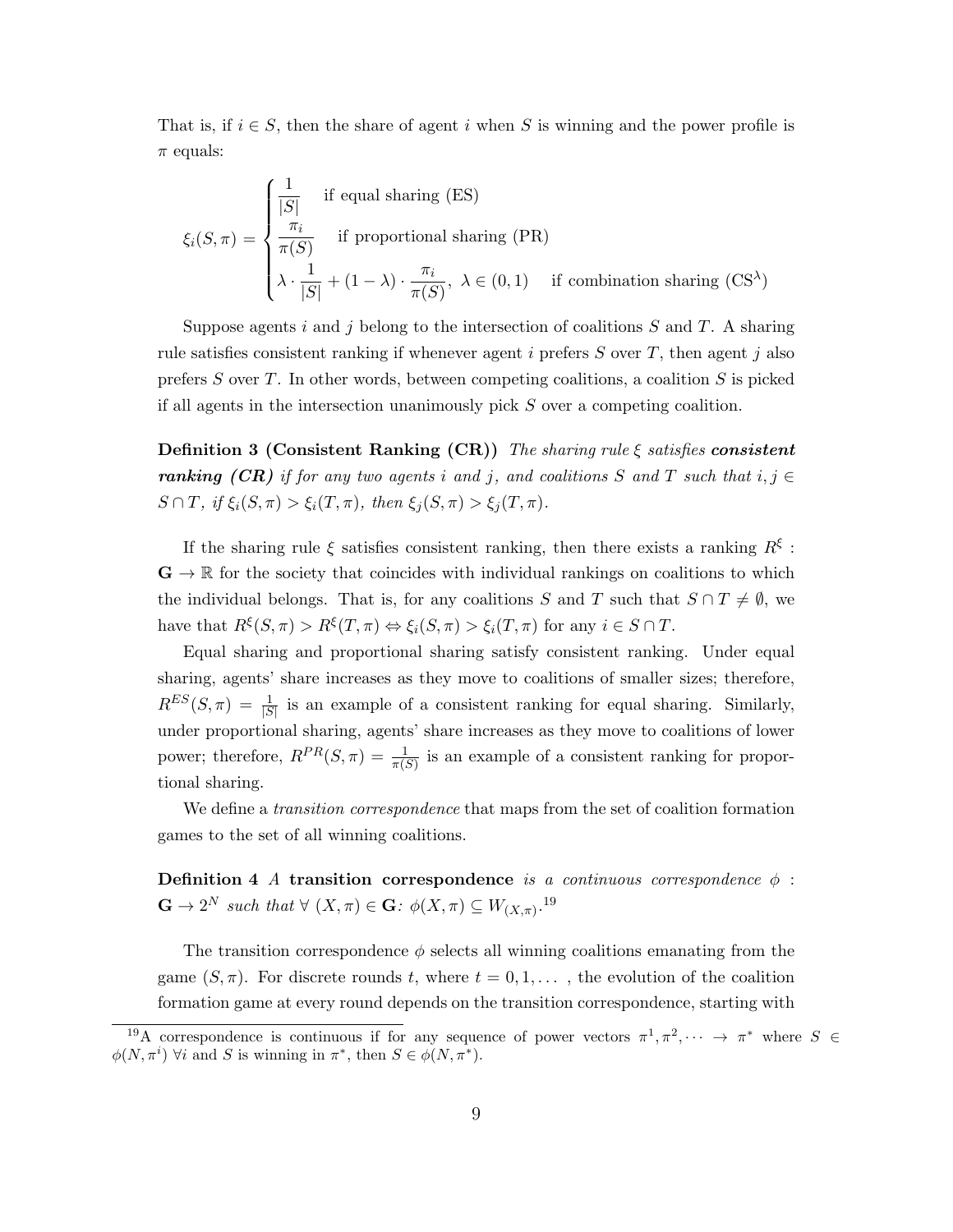That is, if $i \in S$, then the share of agent $i$ when $S$ is winning and the power profile is $\pi$ equals:

$$
\xi_i(S,\pi) = \begin{cases} \dfrac{1}{|S|} & \text{if equal sharing (ES)} \\ \dfrac{\pi_i}{\pi(S)} & \text{if proportional sharing (PR)} \\ \lambda \cdot \dfrac{1}{|S|} + (1-\lambda) \cdot \dfrac{\pi_i}{\pi(S)},\ \lambda \in (0,1) & \text{if combination sharing (CS}^\lambda\text{)} \end{cases}
$$

Suppose agents $i$ and $j$ belong to the intersection of coalitions $S$ and $T$. A sharing rule satisfies consistent ranking if whenever agent $i$ prefers $S$ over $T$, then agent $j$ also prefers $S$ over $T$. In other words, between competing coalitions, a coalition $S$ is picked if all agents in the intersection unanimously pick $S$ over a competing coalition.

**Definition 3 (Consistent Ranking (CR))** *The sharing rule $\xi$ satisfies **consistent ranking (CR)** if for any two agents $i$ and $j$, and coalitions $S$ and $T$ such that $i, j \in S \cap T$, if $\xi_i(S,\pi) > \xi_i(T,\pi)$, then $\xi_j(S,\pi) > \xi_j(T,\pi)$.*

If the sharing rule $\xi$ satisfies consistent ranking, then there exists a ranking $R^\xi : \mathbf{G} \to \mathbb{R}$ for the society that coincides with individual rankings on coalitions to which the individual belongs. That is, for any coalitions $S$ and $T$ such that $S \cap T \neq \emptyset$, we have that $R^\xi(S,\pi) > R^\xi(T,\pi) \Leftrightarrow \xi_i(S,\pi) > \xi_i(T,\pi)$ for any $i \in S \cap T$.

Equal sharing and proportional sharing satisfy consistent ranking. Under equal sharing, agents' share increases as they move to coalitions of smaller sizes; therefore, $R^{ES}(S,\pi) = \frac{1}{|S|}$ is an example of a consistent ranking for equal sharing. Similarly, under proportional sharing, agents' share increases as they move to coalitions of lower power; therefore, $R^{PR}(S,\pi) = \frac{1}{\pi(S)}$ is an example of a consistent ranking for proportional sharing.

We define a *transition correspondence* that maps from the set of coalition formation games to the set of all winning coalitions.

**Definition 4** *A **transition correspondence** is a continuous correspondence $\phi : \mathbf{G} \to 2^N$ such that $\forall\ (X,\pi) \in \mathbf{G}$: $\phi(X,\pi) \subseteq W_{(X,\pi)}$.*[19]

The transition correspondence $\phi$ selects all winning coalitions emanating from the game $(S,\pi)$. For discrete rounds $t$, where $t = 0, 1, \ldots$ , the evolution of the coalition formation game at every round depends on the transition correspondence, starting with

[19] A correspondence is continuous if for any sequence of power vectors $\pi^1, \pi^2, \cdots \to \pi^*$ where $S \in \phi(N,\pi^i)\ \forall i$ and $S$ is winning in $\pi^*$, then $S \in \phi(N,\pi^*)$.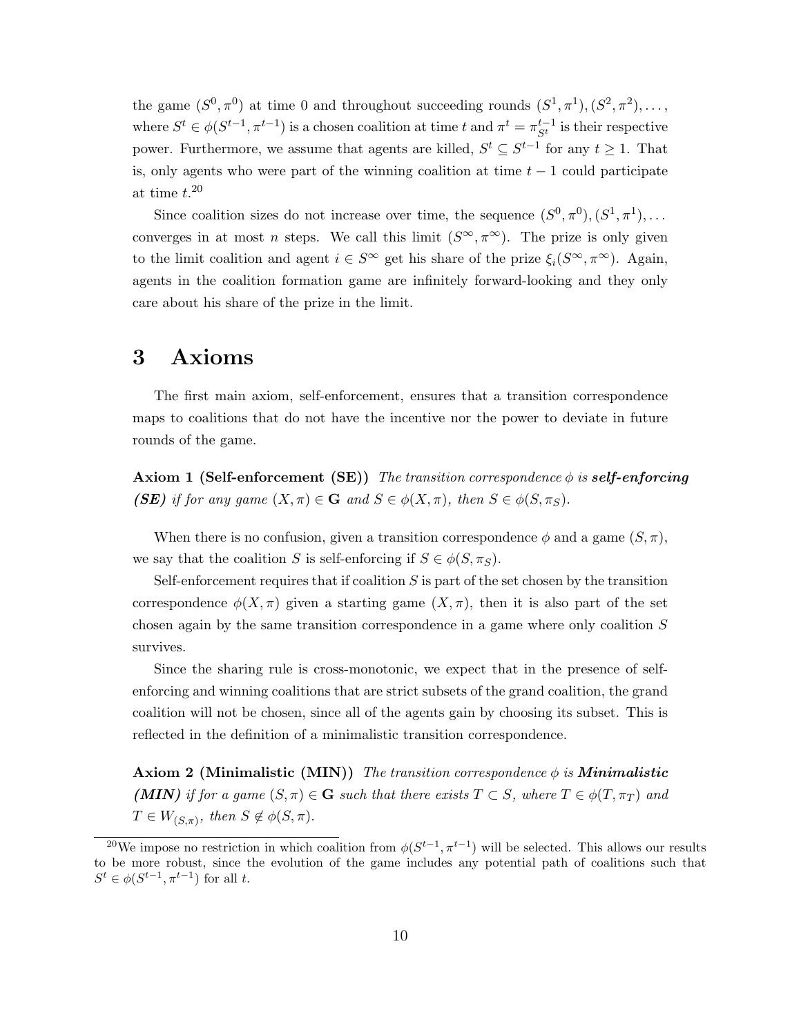the game $(S^0, \pi^0)$ at time 0 and throughout succeeding rounds $(S^1, \pi^1), (S^2, \pi^2), \ldots,$ where $S^t \in \phi(S^{t-1}, \pi^{t-1})$ is a chosen coalition at time $t$ and $\pi^t = \pi^{t-1}_{S^t}$ is their respective power. Furthermore, we assume that agents are killed, $S^t \subseteq S^{t-1}$ for any $t \geq 1$. That is, only agents who were part of the winning coalition at time $t-1$ could participate at time $t$.[20]

Since coalition sizes do not increase over time, the sequence $(S^0, \pi^0), (S^1, \pi^1), \ldots$ converges in at most $n$ steps. We call this limit $(S^\infty, \pi^\infty)$. The prize is only given to the limit coalition and agent $i \in S^\infty$ get his share of the prize $\xi_i(S^\infty, \pi^\infty)$. Again, agents in the coalition formation game are infinitely forward-looking and they only care about his share of the prize in the limit.

# 3 Axioms

The first main axiom, self-enforcement, ensures that a transition correspondence maps to coalitions that do not have the incentive nor the power to deviate in future rounds of the game.

**Axiom 1 (Self-enforcement (SE))** *The transition correspondence $\phi$ is **self-enforcing (SE)** if for any game $(X, \pi) \in \mathbf{G}$ and $S \in \phi(X, \pi)$, then $S \in \phi(S, \pi_S)$.*

When there is no confusion, given a transition correspondence $\phi$ and a game $(S, \pi)$, we say that the coalition $S$ is self-enforcing if $S \in \phi(S, \pi_S)$.

Self-enforcement requires that if coalition $S$ is part of the set chosen by the transition correspondence $\phi(X, \pi)$ given a starting game $(X, \pi)$, then it is also part of the set chosen again by the same transition correspondence in a game where only coalition $S$ survives.

Since the sharing rule is cross-monotonic, we expect that in the presence of self-enforcing and winning coalitions that are strict subsets of the grand coalition, the grand coalition will not be chosen, since all of the agents gain by choosing its subset. This is reflected in the definition of a minimalistic transition correspondence.

**Axiom 2 (Minimalistic (MIN))** *The transition correspondence $\phi$ is **Minimalistic (MIN)** if for a game $(S, \pi) \in \mathbf{G}$ such that there exists $T \subset S$, where $T \in \phi(T, \pi_T)$ and $T \in W_{(S,\pi)}$, then $S \notin \phi(S, \pi)$.*

[20] We impose no restriction in which coalition from $\phi(S^{t-1}, \pi^{t-1})$ will be selected. This allows our results to be more robust, since the evolution of the game includes any potential path of coalitions such that $S^t \in \phi(S^{t-1}, \pi^{t-1})$ for all $t$.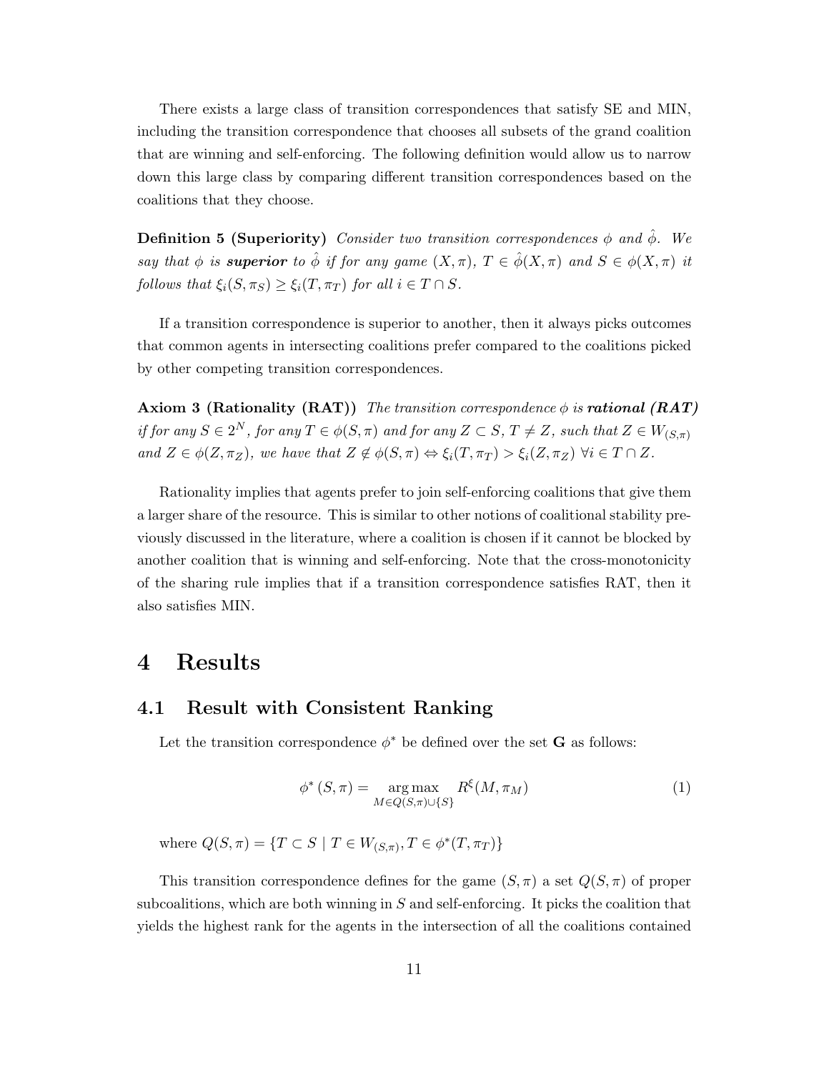There exists a large class of transition correspondences that satisfy SE and MIN, including the transition correspondence that chooses all subsets of the grand coalition that are winning and self-enforcing. The following definition would allow us to narrow down this large class by comparing different transition correspondences based on the coalitions that they choose.

**Definition 5 (Superiority)** *Consider two transition correspondences $\phi$ and $\hat{\phi}$. We say that $\phi$ is **superior** to $\hat{\phi}$ if for any game $(X, \pi)$, $T \in \hat{\phi}(X, \pi)$ and $S \in \phi(X, \pi)$ it follows that $\xi_i(S, \pi_S) \geq \xi_i(T, \pi_T)$ for all $i \in T \cap S$.*

If a transition correspondence is superior to another, then it always picks outcomes that common agents in intersecting coalitions prefer compared to the coalitions picked by other competing transition correspondences.

**Axiom 3 (Rationality (RAT))** *The transition correspondence $\phi$ is **rational (RAT)** if for any $S \in 2^N$, for any $T \in \phi(S, \pi)$ and for any $Z \subset S$, $T \neq Z$, such that $Z \in W_{(S,\pi)}$ and $Z \in \phi(Z, \pi_Z)$, we have that $Z \notin \phi(S, \pi) \Leftrightarrow \xi_i(T, \pi_T) > \xi_i(Z, \pi_Z)$ $\forall i \in T \cap Z$.*

Rationality implies that agents prefer to join self-enforcing coalitions that give them a larger share of the resource. This is similar to other notions of coalitional stability previously discussed in the literature, where a coalition is chosen if it cannot be blocked by another coalition that is winning and self-enforcing. Note that the cross-monotonicity of the sharing rule implies that if a transition correspondence satisfies RAT, then it also satisfies MIN.

# 4 Results

## 4.1 Result with Consistent Ranking

Let the transition correspondence $\phi^*$ be defined over the set $\mathbf{G}$ as follows:

$$\phi^*(S, \pi) = \underset{M \in Q(S,\pi) \cup \{S\}}{\arg\max} R^\xi(M, \pi_M) \tag{1}$$

where $Q(S, \pi) = \{T \subset S \mid T \in W_{(S,\pi)}, T \in \phi^*(T, \pi_T)\}$

This transition correspondence defines for the game $(S, \pi)$ a set $Q(S, \pi)$ of proper subcoalitions, which are both winning in $S$ and self-enforcing. It picks the coalition that yields the highest rank for the agents in the intersection of all the coalitions contained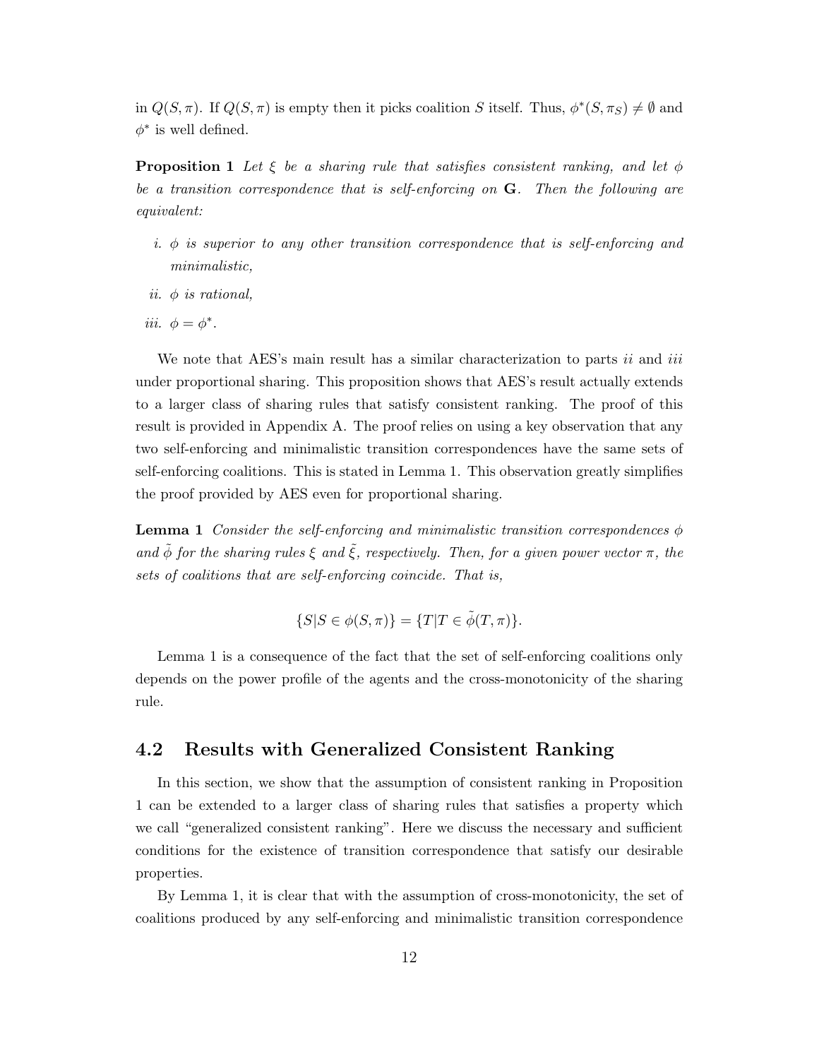in $Q(S, \pi)$. If $Q(S, \pi)$ is empty then it picks coalition $S$ itself. Thus, $\phi^*(S, \pi_S) \neq \emptyset$ and $\phi^*$ is well defined.

**Proposition 1** *Let $\xi$ be a sharing rule that satisfies consistent ranking, and let $\phi$ be a transition correspondence that is self-enforcing on $\mathbf{G}$. Then the following are equivalent:*

*i. $\phi$ is superior to any other transition correspondence that is self-enforcing and minimalistic,*

*ii. $\phi$ is rational,*

*iii. $\phi = \phi^*$.*

We note that AES's main result has a similar characterization to parts *ii* and *iii* under proportional sharing. This proposition shows that AES's result actually extends to a larger class of sharing rules that satisfy consistent ranking. The proof of this result is provided in Appendix A. The proof relies on using a key observation that any two self-enforcing and minimalistic transition correspondences have the same sets of self-enforcing coalitions. This is stated in Lemma 1. This observation greatly simplifies the proof provided by AES even for proportional sharing.

**Lemma 1** *Consider the self-enforcing and minimalistic transition correspondences $\phi$ and $\tilde{\phi}$ for the sharing rules $\xi$ and $\tilde{\xi}$, respectively. Then, for a given power vector $\pi$, the sets of coalitions that are self-enforcing coincide. That is,*

$$\{S | S \in \phi(S, \pi)\} = \{T | T \in \tilde{\phi}(T, \pi)\}.$$

Lemma 1 is a consequence of the fact that the set of self-enforcing coalitions only depends on the power profile of the agents and the cross-monotonicity of the sharing rule.

## 4.2 Results with Generalized Consistent Ranking

In this section, we show that the assumption of consistent ranking in Proposition 1 can be extended to a larger class of sharing rules that satisfies a property which we call "generalized consistent ranking". Here we discuss the necessary and sufficient conditions for the existence of transition correspondence that satisfy our desirable properties.

By Lemma 1, it is clear that with the assumption of cross-monotonicity, the set of coalitions produced by any self-enforcing and minimalistic transition correspondence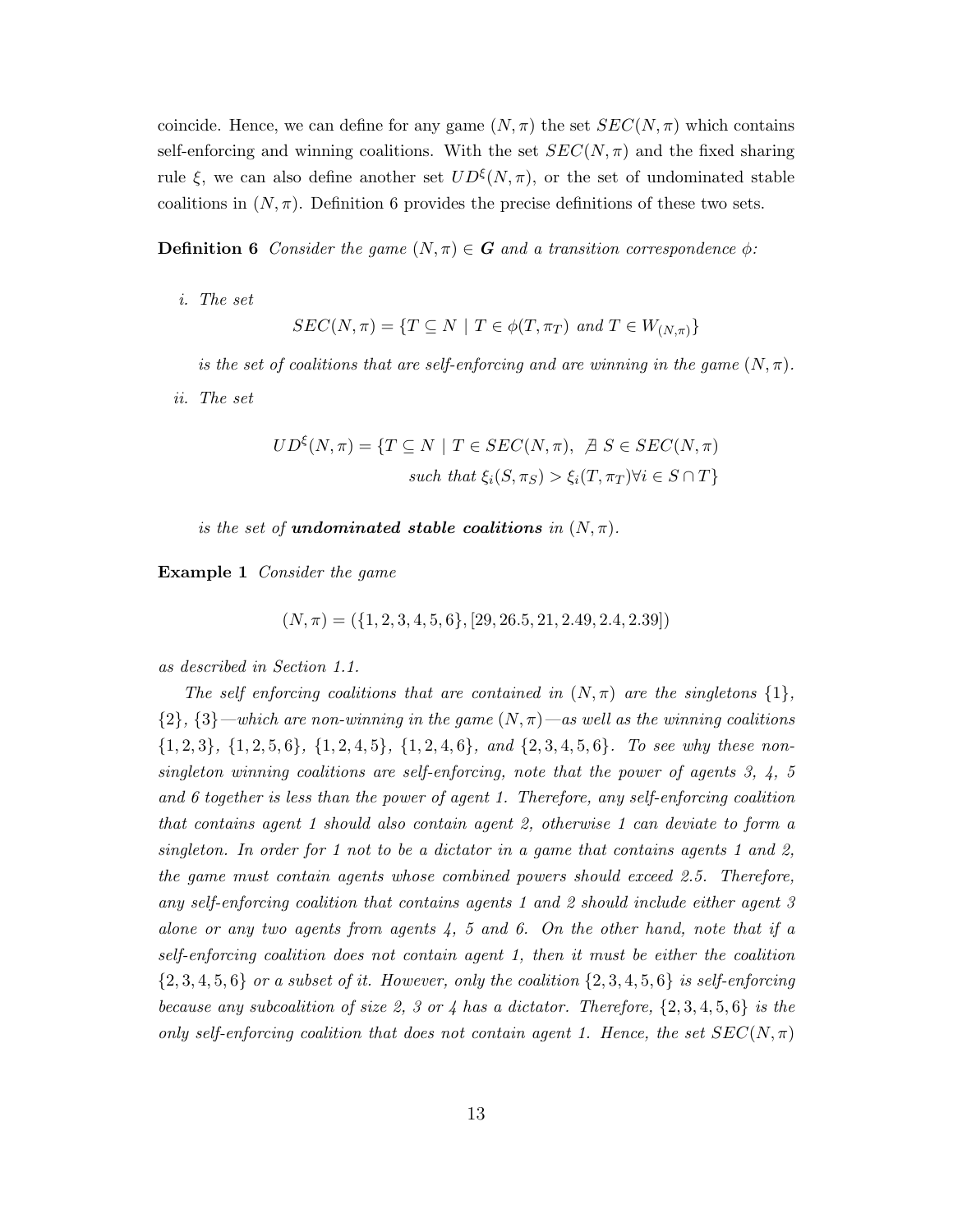coincide. Hence, we can define for any game $(N, \pi)$ the set $SEC(N, \pi)$ which contains self-enforcing and winning coalitions. With the set $SEC(N, \pi)$ and the fixed sharing rule $\xi$, we can also define another set $UD^{\xi}(N, \pi)$, or the set of undominated stable coalitions in $(N, \pi)$. Definition 6 provides the precise definitions of these two sets.

**Definition 6** *Consider the game $(N, \pi) \in \boldsymbol{G}$ and a transition correspondence $\phi$:*

*i. The set*

$$SEC(N, \pi) = \{T \subseteq N \mid T \in \phi(T, \pi_T) \text{ and } T \in W_{(N,\pi)}\}$$

*is the set of coalitions that are self-enforcing and are winning in the game $(N, \pi)$.*

*ii. The set*

$$UD^{\xi}(N, \pi) = \{T \subseteq N \mid T \in SEC(N, \pi),\ \nexists\ S \in SEC(N, \pi) \text{ such that } \xi_i(S, \pi_S) > \xi_i(T, \pi_T) \forall i \in S \cap T\}$$

*is the set of* ***undominated stable coalitions*** *in $(N, \pi)$.*

**Example 1** *Consider the game*

$$(N, \pi) = (\{1, 2, 3, 4, 5, 6\}, [29, 26.5, 21, 2.49, 2.4, 2.39])$$

*as described in Section 1.1.*

*The self enforcing coalitions that are contained in $(N, \pi)$ are the singletons $\{1\}$, $\{2\}$, $\{3\}$—which are non-winning in the game $(N, \pi)$—as well as the winning coalitions $\{1, 2, 3\}$, $\{1, 2, 5, 6\}$, $\{1, 2, 4, 5\}$, $\{1, 2, 4, 6\}$, and $\{2, 3, 4, 5, 6\}$. To see why these non-singleton winning coalitions are self-enforcing, note that the power of agents 3, 4, 5 and 6 together is less than the power of agent 1. Therefore, any self-enforcing coalition that contains agent 1 should also contain agent 2, otherwise 1 can deviate to form a singleton. In order for 1 not to be a dictator in a game that contains agents 1 and 2, the game must contain agents whose combined powers should exceed 2.5. Therefore, any self-enforcing coalition that contains agents 1 and 2 should include either agent 3 alone or any two agents from agents 4, 5 and 6. On the other hand, note that if a self-enforcing coalition does not contain agent 1, then it must be either the coalition $\{2, 3, 4, 5, 6\}$ or a subset of it. However, only the coalition $\{2, 3, 4, 5, 6\}$ is self-enforcing because any subcoalition of size 2, 3 or 4 has a dictator. Therefore, $\{2, 3, 4, 5, 6\}$ is the only self-enforcing coalition that does not contain agent 1. Hence, the set $SEC(N, \pi)$*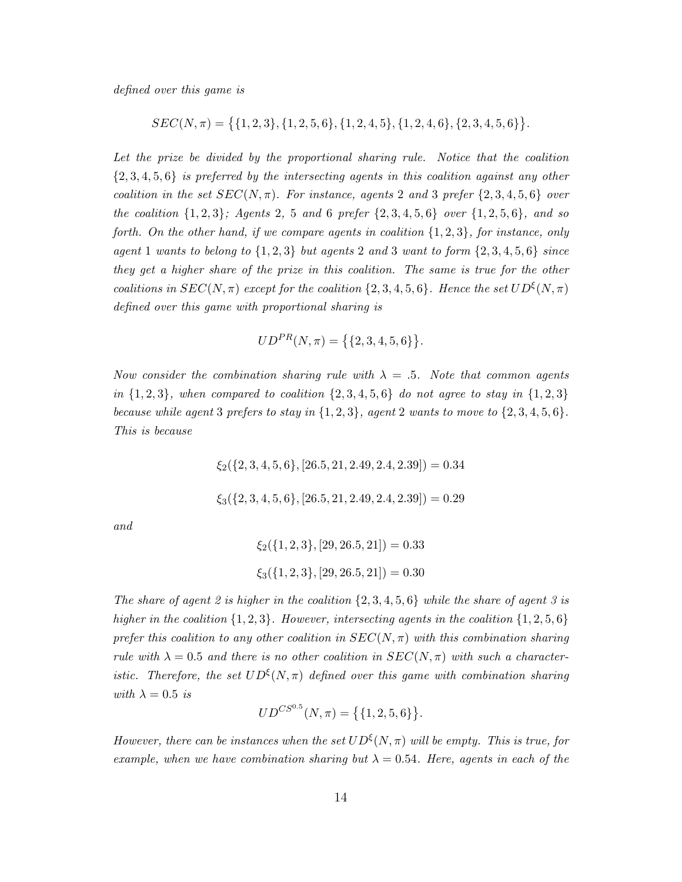*defined over this game is*

$$SEC(N,\pi) = \big\{\{1,2,3\},\{1,2,5,6\},\{1,2,4,5\},\{1,2,4,6\},\{2,3,4,5,6\}\big\}.$$

*Let the prize be divided by the proportional sharing rule. Notice that the coalition* $\{2,3,4,5,6\}$ *is preferred by the intersecting agents in this coalition against any other coalition in the set* $SEC(N,\pi)$*. For instance, agents* 2 *and* 3 *prefer* $\{2,3,4,5,6\}$ *over the coalition* $\{1,2,3\}$*; Agents* 2*,* 5 *and* 6 *prefer* $\{2,3,4,5,6\}$ *over* $\{1,2,5,6\}$*, and so forth. On the other hand, if we compare agents in coalition* $\{1,2,3\}$*, for instance, only agent* 1 *wants to belong to* $\{1,2,3\}$ *but agents* 2 *and* 3 *want to form* $\{2,3,4,5,6\}$ *since they get a higher share of the prize in this coalition. The same is true for the other coalitions in* $SEC(N,\pi)$ *except for the coalition* $\{2,3,4,5,6\}$*. Hence the set* $UD^{\xi}(N,\pi)$ *defined over this game with proportional sharing is*

$$UD^{PR}(N,\pi) = \big\{\{2,3,4,5,6\}\big\}.$$

*Now consider the combination sharing rule with* $\lambda = .5$*. Note that common agents in* $\{1,2,3\}$*, when compared to coalition* $\{2,3,4,5,6\}$ *do not agree to stay in* $\{1,2,3\}$ *because while agent* 3 *prefers to stay in* $\{1,2,3\}$*, agent* 2 *wants to move to* $\{2,3,4,5,6\}$*. This is because*

$$\xi_2(\{2,3,4,5,6\},[26.5,21,2.49,2.4,2.39]) = 0.34$$

$$\xi_3(\{2,3,4,5,6\},[26.5,21,2.49,2.4,2.39]) = 0.29$$

*and*

$$\xi_2(\{1,2,3\},[29,26.5,21]) = 0.33$$

$$\xi_3(\{1,2,3\},[29,26.5,21]) = 0.30$$

*The share of agent 2 is higher in the coalition* $\{2,3,4,5,6\}$ *while the share of agent 3 is higher in the coalition* $\{1,2,3\}$*. However, intersecting agents in the coalition* $\{1,2,5,6\}$ *prefer this coalition to any other coalition in* $SEC(N,\pi)$ *with this combination sharing rule with* $\lambda = 0.5$ *and there is no other coalition in* $SEC(N,\pi)$ *with such a characteristic. Therefore, the set* $UD^{\xi}(N,\pi)$ *defined over this game with combination sharing with* $\lambda = 0.5$ *is*

$$UD^{CS^{0.5}}(N,\pi) = \big\{\{1,2,5,6\}\big\}.$$

*However, there can be instances when the set* $UD^{\xi}(N,\pi)$ *will be empty. This is true, for example, when we have combination sharing but* $\lambda = 0.54$*. Here, agents in each of the*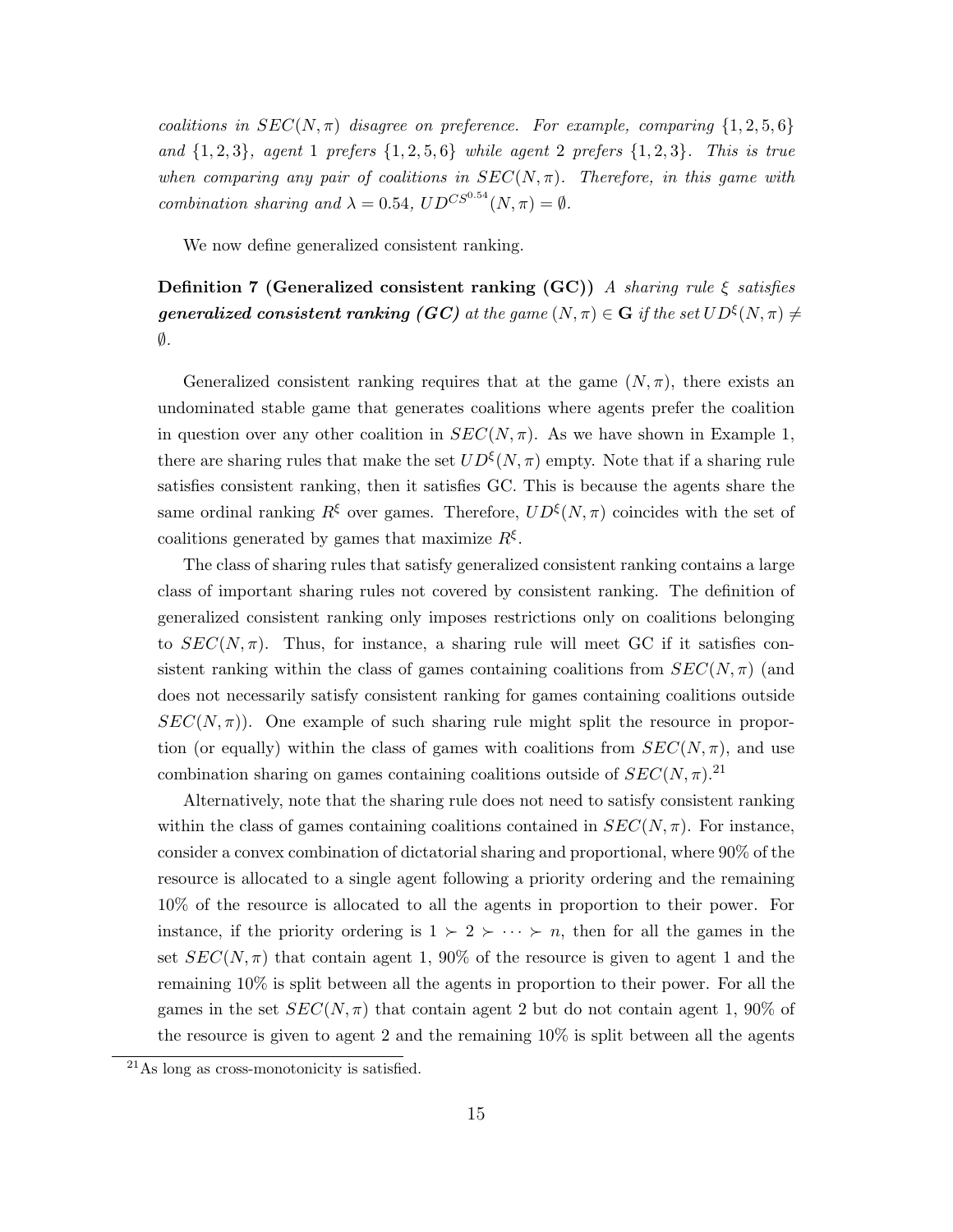*coalitions in $SEC(N,\pi)$ disagree on preference. For example, comparing $\{1,2,5,6\}$ and $\{1,2,3\}$, agent 1 prefers $\{1,2,5,6\}$ while agent 2 prefers $\{1,2,3\}$. This is true when comparing any pair of coalitions in $SEC(N,\pi)$. Therefore, in this game with combination sharing and $\lambda = 0.54$, $UD^{CS^{0.54}}(N,\pi) = \emptyset$.*

We now define generalized consistent ranking.

**Definition 7 (Generalized consistent ranking (GC))** *A sharing rule $\xi$ satisfies **generalized consistent ranking (GC)** at the game $(N,\pi) \in \mathbf{G}$ if the set $UD^{\xi}(N,\pi) \neq \emptyset$.*

Generalized consistent ranking requires that at the game $(N,\pi)$, there exists an undominated stable game that generates coalitions where agents prefer the coalition in question over any other coalition in $SEC(N,\pi)$. As we have shown in Example 1, there are sharing rules that make the set $UD^{\xi}(N,\pi)$ empty. Note that if a sharing rule satisfies consistent ranking, then it satisfies GC. This is because the agents share the same ordinal ranking $R^{\xi}$ over games. Therefore, $UD^{\xi}(N,\pi)$ coincides with the set of coalitions generated by games that maximize $R^{\xi}$.

The class of sharing rules that satisfy generalized consistent ranking contains a large class of important sharing rules not covered by consistent ranking. The definition of generalized consistent ranking only imposes restrictions only on coalitions belonging to $SEC(N,\pi)$. Thus, for instance, a sharing rule will meet GC if it satisfies consistent ranking within the class of games containing coalitions from $SEC(N,\pi)$ (and does not necessarily satisfy consistent ranking for games containing coalitions outside $SEC(N,\pi)$). One example of such sharing rule might split the resource in proportion (or equally) within the class of games with coalitions from $SEC(N,\pi)$, and use combination sharing on games containing coalitions outside of $SEC(N,\pi)$.[21]

Alternatively, note that the sharing rule does not need to satisfy consistent ranking within the class of games containing coalitions contained in $SEC(N,\pi)$. For instance, consider a convex combination of dictatorial sharing and proportional, where 90% of the resource is allocated to a single agent following a priority ordering and the remaining 10% of the resource is allocated to all the agents in proportion to their power. For instance, if the priority ordering is $1 \succ 2 \succ \cdots \succ n$, then for all the games in the set $SEC(N,\pi)$ that contain agent 1, 90% of the resource is given to agent 1 and the remaining 10% is split between all the agents in proportion to their power. For all the games in the set $SEC(N,\pi)$ that contain agent 2 but do not contain agent 1, 90% of the resource is given to agent 2 and the remaining 10% is split between all the agents

[21] As long as cross-monotonicity is satisfied.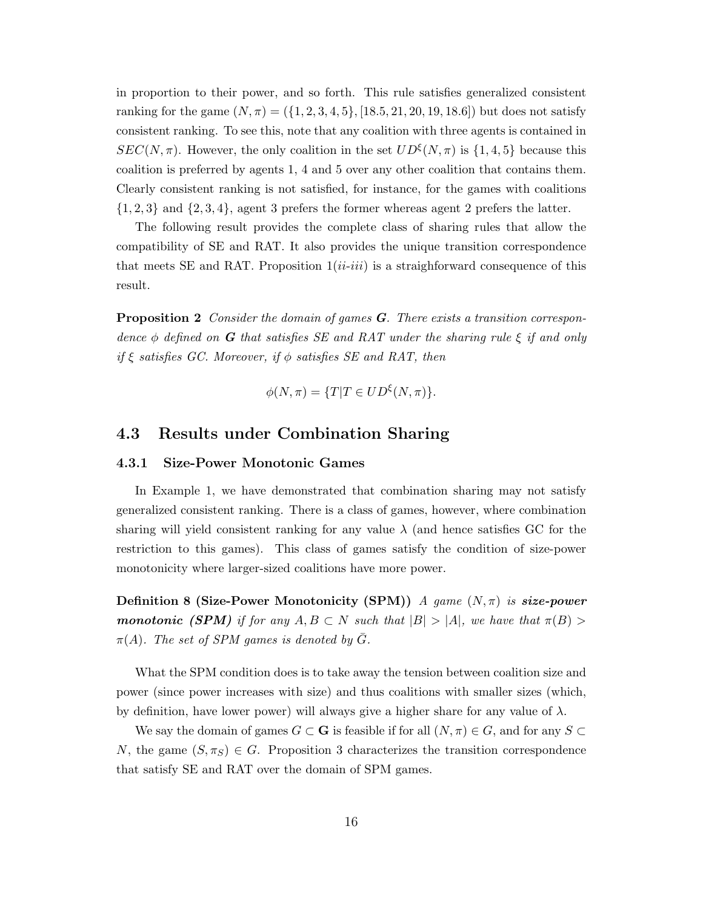in proportion to their power, and so forth. This rule satisfies generalized consistent ranking for the game $(N, \pi) = (\{1, 2, 3, 4, 5\}, [18.5, 21, 20, 19, 18.6])$ but does not satisfy consistent ranking. To see this, note that any coalition with three agents is contained in $SEC(N, \pi)$. However, the only coalition in the set $UD^{\xi}(N, \pi)$ is $\{1, 4, 5\}$ because this coalition is preferred by agents 1, 4 and 5 over any other coalition that contains them. Clearly consistent ranking is not satisfied, for instance, for the games with coalitions $\{1, 2, 3\}$ and $\{2, 3, 4\}$, agent 3 prefers the former whereas agent 2 prefers the latter.

The following result provides the complete class of sharing rules that allow the compatibility of SE and RAT. It also provides the unique transition correspondence that meets SE and RAT. Proposition 1(*ii*-*iii*) is a straighforward consequence of this result.

**Proposition 2** *Consider the domain of games* $\boldsymbol{G}$*. There exists a transition correspondence* $\phi$ *defined on* $\boldsymbol{G}$ *that satisfies SE and RAT under the sharing rule* $\xi$ *if and only if* $\xi$ *satisfies GC. Moreover, if* $\phi$ *satisfies SE and RAT, then*

$$\phi(N, \pi) = \{T | T \in UD^{\xi}(N, \pi)\}.$$

## 4.3 Results under Combination Sharing

### 4.3.1 Size-Power Monotonic Games

In Example 1, we have demonstrated that combination sharing may not satisfy generalized consistent ranking. There is a class of games, however, where combination sharing will yield consistent ranking for any value $\lambda$ (and hence satisfies GC for the restriction to this games). This class of games satisfy the condition of size-power monotonicity where larger-sized coalitions have more power.

**Definition 8 (Size-Power Monotonicity (SPM))** *A game* $(N, \pi)$ *is* ***size-power monotonic (SPM)*** *if for any* $A, B \subset N$ *such that* $|B| > |A|$*, we have that* $\pi(B) > \pi(A)$*. The set of SPM games is denoted by* $\bar{G}$*.*

What the SPM condition does is to take away the tension between coalition size and power (since power increases with size) and thus coalitions with smaller sizes (which, by definition, have lower power) will always give a higher share for any value of $\lambda$.

We say the domain of games $G \subset \mathbf{G}$ is feasible if for all $(N, \pi) \in G$, and for any $S \subset N$, the game $(S, \pi_S) \in G$. Proposition 3 characterizes the transition correspondence that satisfy SE and RAT over the domain of SPM games.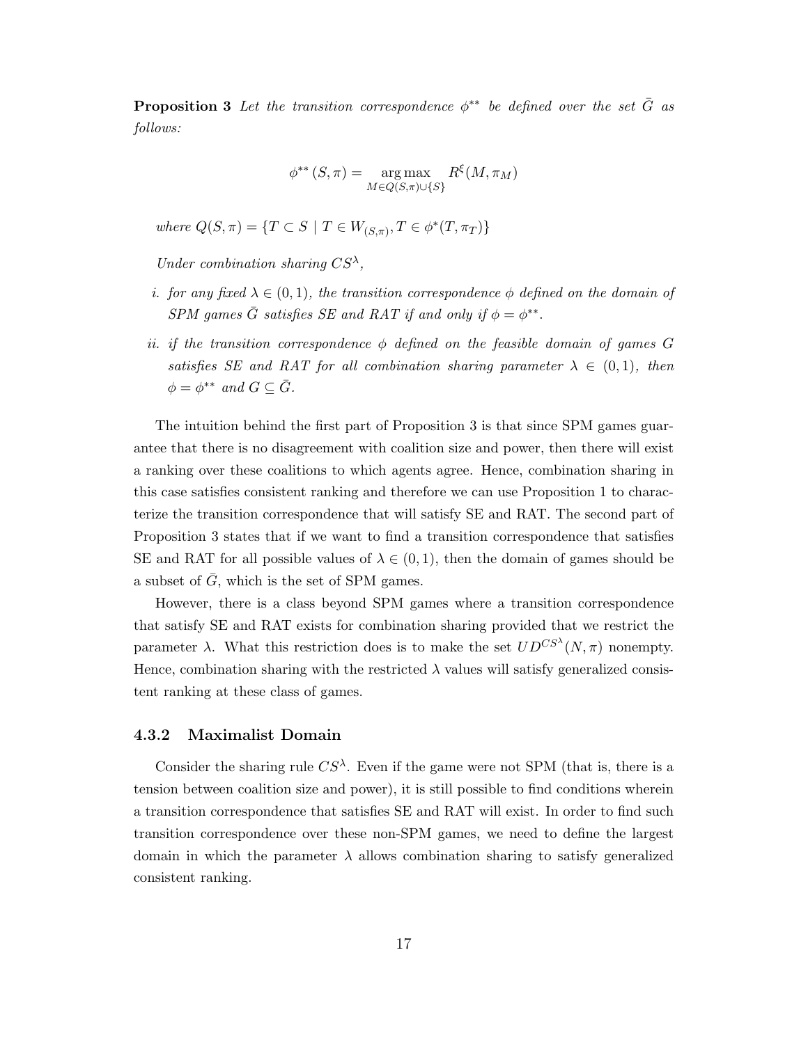**Proposition 3** *Let the transition correspondence $\phi^{**}$ be defined over the set $\bar{G}$ as follows:*

$$\phi^{**}(S,\pi) = \underset{M \in Q(S,\pi) \cup \{S\}}{\arg\max} R^{\xi}(M, \pi_M)$$

*where $Q(S,\pi) = \{T \subset S \mid T \in W_{(S,\pi)}, T \in \phi^*(T, \pi_T)\}$*

*Under combination sharing $CS^{\lambda}$,*

*i. for any fixed $\lambda \in (0,1)$, the transition correspondence $\phi$ defined on the domain of SPM games $\bar{G}$ satisfies SE and RAT if and only if $\phi = \phi^{**}$.*

*ii. if the transition correspondence $\phi$ defined on the feasible domain of games $G$ satisfies SE and RAT for all combination sharing parameter $\lambda \in (0,1)$, then $\phi = \phi^{**}$ and $G \subseteq \bar{G}$.*

The intuition behind the first part of Proposition 3 is that since SPM games guarantee that there is no disagreement with coalition size and power, then there will exist a ranking over these coalitions to which agents agree. Hence, combination sharing in this case satisfies consistent ranking and therefore we can use Proposition 1 to characterize the transition correspondence that will satisfy SE and RAT. The second part of Proposition 3 states that if we want to find a transition correspondence that satisfies SE and RAT for all possible values of $\lambda \in (0,1)$, then the domain of games should be a subset of $\bar{G}$, which is the set of SPM games.

However, there is a class beyond SPM games where a transition correspondence that satisfy SE and RAT exists for combination sharing provided that we restrict the parameter $\lambda$. What this restriction does is to make the set $UD^{CS^{\lambda}}(N,\pi)$ nonempty. Hence, combination sharing with the restricted $\lambda$ values will satisfy generalized consistent ranking at these class of games.

### 4.3.2 Maximalist Domain

Consider the sharing rule $CS^{\lambda}$. Even if the game were not SPM (that is, there is a tension between coalition size and power), it is still possible to find conditions wherein a transition correspondence that satisfies SE and RAT will exist. In order to find such transition correspondence over these non-SPM games, we need to define the largest domain in which the parameter $\lambda$ allows combination sharing to satisfy generalized consistent ranking.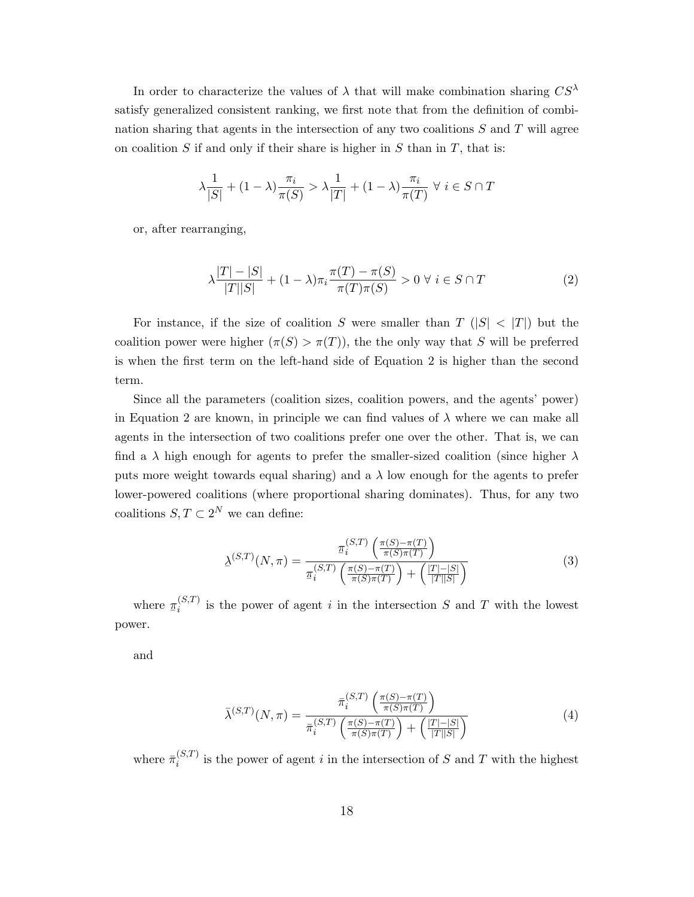In order to characterize the values of $\lambda$ that will make combination sharing $CS^\lambda$ satisfy generalized consistent ranking, we first note that from the definition of combination sharing that agents in the intersection of any two coalitions $S$ and $T$ will agree on coalition $S$ if and only if their share is higher in $S$ than in $T$, that is:

$$\lambda \frac{1}{|S|} + (1-\lambda)\frac{\pi_i}{\pi(S)} > \lambda \frac{1}{|T|} + (1-\lambda)\frac{\pi_i}{\pi(T)} \ \forall \ i \in S \cap T$$

or, after rearranging,

$$\lambda \frac{|T|-|S|}{|T||S|} + (1-\lambda)\pi_i \frac{\pi(T)-\pi(S)}{\pi(T)\pi(S)} > 0 \ \forall \ i \in S \cap T \tag{2}$$

For instance, if the size of coalition $S$ were smaller than $T$ ($|S| < |T|$) but the coalition power were higher ($\pi(S) > \pi(T)$), the the only way that $S$ will be preferred is when the first term on the left-hand side of Equation 2 is higher than the second term.

Since all the parameters (coalition sizes, coalition powers, and the agents' power) in Equation 2 are known, in principle we can find values of $\lambda$ where we can make all agents in the intersection of two coalitions prefer one over the other. That is, we can find a $\lambda$ high enough for agents to prefer the smaller-sized coalition (since higher $\lambda$ puts more weight towards equal sharing) and a $\lambda$ low enough for the agents to prefer lower-powered coalitions (where proportional sharing dominates). Thus, for any two coalitions $S, T \subset 2^N$ we can define:

$$\underline{\lambda}^{(S,T)}(N,\pi) = \frac{\underline{\pi}_i^{(S,T)} \left(\frac{\pi(S)-\pi(T)}{\pi(S)\pi(T)}\right)}{\underline{\pi}_i^{(S,T)} \left(\frac{\pi(S)-\pi(T)}{\pi(S)\pi(T)}\right) + \left(\frac{|T|-|S|}{|T||S|}\right)} \tag{3}$$

where $\underline{\pi}_i^{(S,T)}$ is the power of agent $i$ in the intersection $S$ and $T$ with the lowest power.

and

$$\bar{\lambda}^{(S,T)}(N,\pi) = \frac{\bar{\pi}_i^{(S,T)} \left(\frac{\pi(S)-\pi(T)}{\pi(S)\pi(T)}\right)}{\bar{\pi}_i^{(S,T)} \left(\frac{\pi(S)-\pi(T)}{\pi(S)\pi(T)}\right) + \left(\frac{|T|-|S|}{|T||S|}\right)} \tag{4}$$

where $\bar{\pi}_i^{(S,T)}$ is the power of agent $i$ in the intersection of $S$ and $T$ with the highest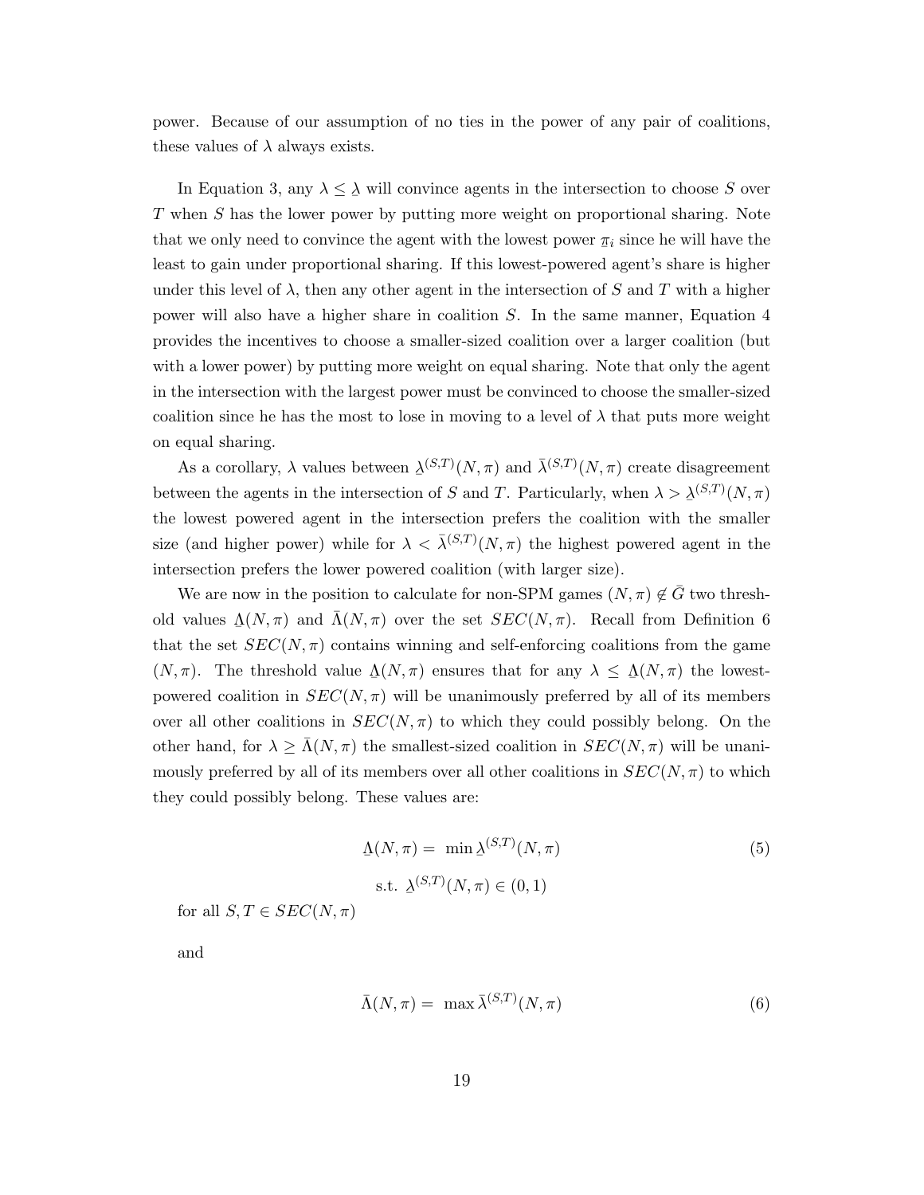power. Because of our assumption of no ties in the power of any pair of coalitions, these values of $\lambda$ always exists.

In Equation 3, any $\lambda \leq \underline{\lambda}$ will convince agents in the intersection to choose $S$ over $T$ when $S$ has the lower power by putting more weight on proportional sharing. Note that we only need to convince the agent with the lowest power $\underline{\pi}_i$ since he will have the least to gain under proportional sharing. If this lowest-powered agent's share is higher under this level of $\lambda$, then any other agent in the intersection of $S$ and $T$ with a higher power will also have a higher share in coalition $S$. In the same manner, Equation 4 provides the incentives to choose a smaller-sized coalition over a larger coalition (but with a lower power) by putting more weight on equal sharing. Note that only the agent in the intersection with the largest power must be convinced to choose the smaller-sized coalition since he has the most to lose in moving to a level of $\lambda$ that puts more weight on equal sharing.

As a corollary, $\lambda$ values between $\underline{\lambda}^{(S,T)}(N,\pi)$ and $\bar{\lambda}^{(S,T)}(N,\pi)$ create disagreement between the agents in the intersection of $S$ and $T$. Particularly, when $\lambda > \underline{\lambda}^{(S,T)}(N,\pi)$ the lowest powered agent in the intersection prefers the coalition with the smaller size (and higher power) while for $\lambda < \bar{\lambda}^{(S,T)}(N,\pi)$ the highest powered agent in the intersection prefers the lower powered coalition (with larger size).

We are now in the position to calculate for non-SPM games $(N,\pi) \notin \bar{G}$ two threshold values $\underline{\Lambda}(N,\pi)$ and $\bar{\Lambda}(N,\pi)$ over the set $SEC(N,\pi)$. Recall from Definition 6 that the set $SEC(N,\pi)$ contains winning and self-enforcing coalitions from the game $(N,\pi)$. The threshold value $\underline{\Lambda}(N,\pi)$ ensures that for any $\lambda \leq \underline{\Lambda}(N,\pi)$ the lowest-powered coalition in $SEC(N,\pi)$ will be unanimously preferred by all of its members over all other coalitions in $SEC(N,\pi)$ to which they could possibly belong. On the other hand, for $\lambda \geq \bar{\Lambda}(N,\pi)$ the smallest-sized coalition in $SEC(N,\pi)$ will be unanimously preferred by all of its members over all other coalitions in $SEC(N,\pi)$ to which they could possibly belong. These values are:

$$\underline{\Lambda}(N,\pi) = \min \underline{\lambda}^{(S,T)}(N,\pi) \tag{5}$$
$$\text{s.t. } \underline{\lambda}^{(S,T)}(N,\pi) \in (0,1)$$

for all $S, T \in SEC(N,\pi)$

and

$$\bar{\Lambda}(N,\pi) = \max \bar{\lambda}^{(S,T)}(N,\pi) \tag{6}$$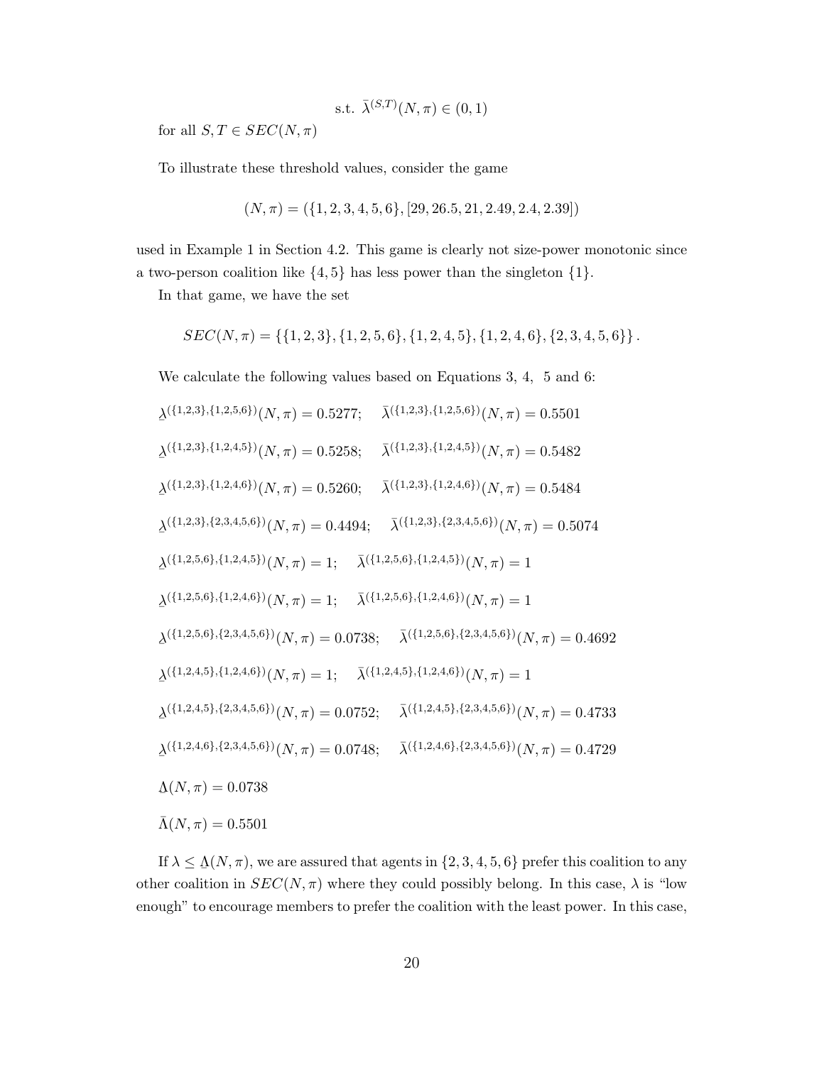$$\text{s.t. } \bar{\lambda}^{(S,T)}(N,\pi) \in (0,1)$$

for all $S, T \in SEC(N, \pi)$

To illustrate these threshold values, consider the game

$$(N,\pi) = (\{1,2,3,4,5,6\}, [29, 26.5, 21, 2.49, 2.4, 2.39])$$

used in Example 1 in Section 4.2. This game is clearly not size-power monotonic since a two-person coalition like $\{4,5\}$ has less power than the singleton $\{1\}$.

In that game, we have the set

$$SEC(N,\pi) = \{\{1,2,3\}, \{1,2,5,6\}, \{1,2,4,5\}, \{1,2,4,6\}, \{2,3,4,5,6\}\}.$$

We calculate the following values based on Equations 3, 4, 5 and 6:

$\underline{\lambda}^{(\{1,2,3\},\{1,2,5,6\})}(N,\pi) = 0.5277; \quad \bar{\lambda}^{(\{1,2,3\},\{1,2,5,6\})}(N,\pi) = 0.5501$

$\underline{\lambda}^{(\{1,2,3\},\{1,2,4,5\})}(N,\pi) = 0.5258; \quad \bar{\lambda}^{(\{1,2,3\},\{1,2,4,5\})}(N,\pi) = 0.5482$

$\underline{\lambda}^{(\{1,2,3\},\{1,2,4,6\})}(N,\pi) = 0.5260; \quad \bar{\lambda}^{(\{1,2,3\},\{1,2,4,6\})}(N,\pi) = 0.5484$

$\underline{\lambda}^{(\{1,2,3\},\{2,3,4,5,6\})}(N,\pi) = 0.4494; \quad \bar{\lambda}^{(\{1,2,3\},\{2,3,4,5,6\})}(N,\pi) = 0.5074$

$\underline{\lambda}^{(\{1,2,5,6\},\{1,2,4,5\})}(N,\pi) = 1; \quad \bar{\lambda}^{(\{1,2,5,6\},\{1,2,4,5\})}(N,\pi) = 1$

$\underline{\lambda}^{(\{1,2,5,6\},\{1,2,4,6\})}(N,\pi) = 1; \quad \bar{\lambda}^{(\{1,2,5,6\},\{1,2,4,6\})}(N,\pi) = 1$

$\underline{\lambda}^{(\{1,2,5,6\},\{2,3,4,5,6\})}(N,\pi) = 0.0738; \quad \bar{\lambda}^{(\{1,2,5,6\},\{2,3,4,5,6\})}(N,\pi) = 0.4692$

$\underline{\lambda}^{(\{1,2,4,5\},\{1,2,4,6\})}(N,\pi) = 1; \quad \bar{\lambda}^{(\{1,2,4,5\},\{1,2,4,6\})}(N,\pi) = 1$

$\underline{\lambda}^{(\{1,2,4,5\},\{2,3,4,5,6\})}(N,\pi) = 0.0752; \quad \bar{\lambda}^{(\{1,2,4,5\},\{2,3,4,5,6\})}(N,\pi) = 0.4733$

$\underline{\lambda}^{(\{1,2,4,6\},\{2,3,4,5,6\})}(N,\pi) = 0.0748; \quad \bar{\lambda}^{(\{1,2,4,6\},\{2,3,4,5,6\})}(N,\pi) = 0.4729$

$\underline{\Lambda}(N,\pi) = 0.0738$

$\bar{\Lambda}(N,\pi) = 0.5501$

If $\lambda \leq \underline{\Lambda}(N,\pi)$, we are assured that agents in $\{2,3,4,5,6\}$ prefer this coalition to any other coalition in $SEC(N,\pi)$ where they could possibly belong. In this case, $\lambda$ is "low enough" to encourage members to prefer the coalition with the least power. In this case,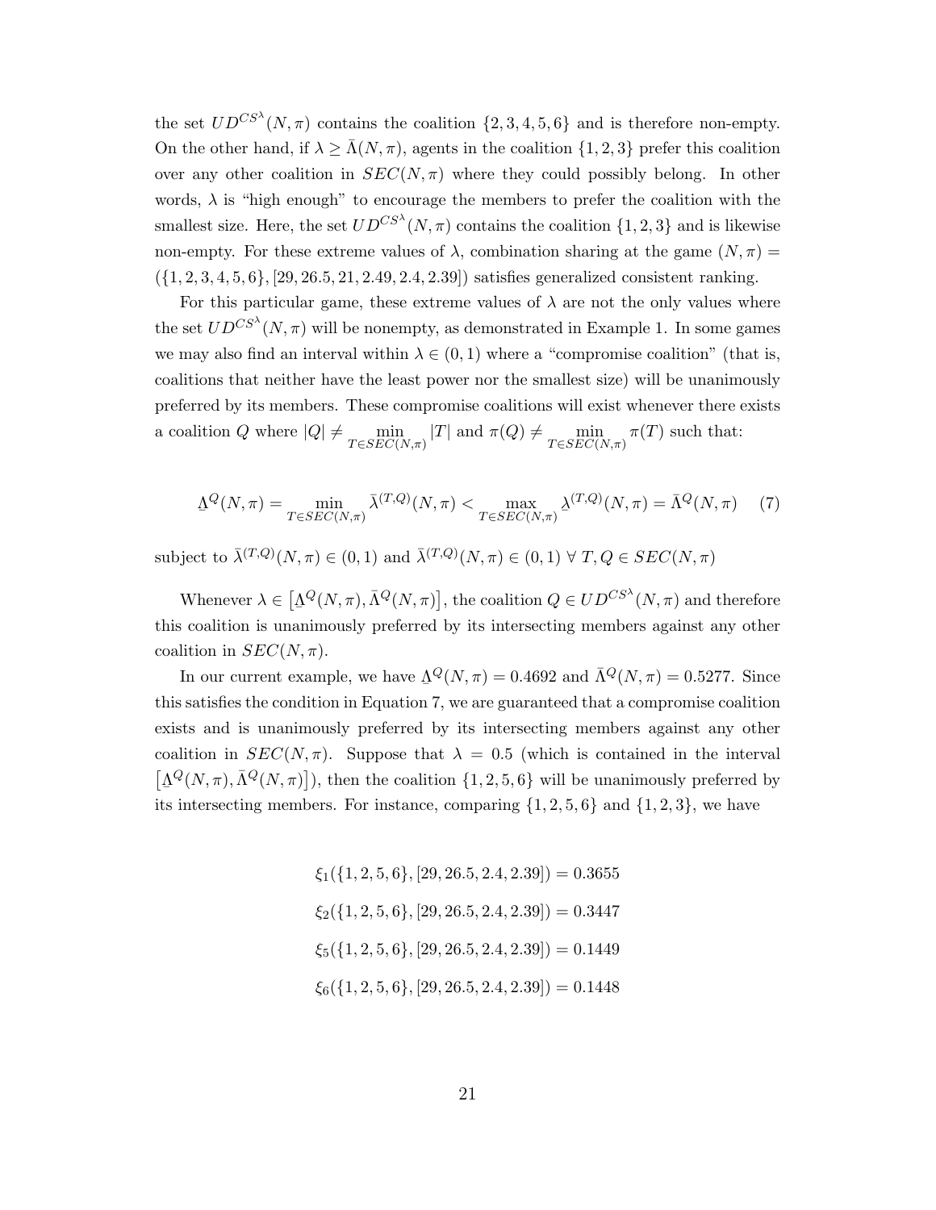the set $UD^{CS^\lambda}(N,\pi)$ contains the coalition $\{2,3,4,5,6\}$ and is therefore non-empty. On the other hand, if $\lambda \geq \bar{\Lambda}(N,\pi)$, agents in the coalition $\{1,2,3\}$ prefer this coalition over any other coalition in $SEC(N,\pi)$ where they could possibly belong. In other words, $\lambda$ is "high enough" to encourage the members to prefer the coalition with the smallest size. Here, the set $UD^{CS^\lambda}(N,\pi)$ contains the coalition $\{1,2,3\}$ and is likewise non-empty. For these extreme values of $\lambda$, combination sharing at the game $(N,\pi) = (\{1,2,3,4,5,6\},[29,26.5,21,2.49,2.4,2.39])$ satisfies generalized consistent ranking.

For this particular game, these extreme values of $\lambda$ are not the only values where the set $UD^{CS^\lambda}(N,\pi)$ will be nonempty, as demonstrated in Example 1. In some games we may also find an interval within $\lambda \in (0,1)$ where a "compromise coalition" (that is, coalitions that neither have the least power nor the smallest size) will be unanimously preferred by its members. These compromise coalitions will exist whenever there exists a coalition $Q$ where $|Q| \neq \min_{T\in SEC(N,\pi)} |T|$ and $\pi(Q) \neq \min_{T\in SEC(N,\pi)} \pi(T)$ such that:

$$\underline{\Lambda}^Q(N,\pi) = \min_{T\in SEC(N,\pi)} \bar{\lambda}^{(T,Q)}(N,\pi) < \max_{T\in SEC(N,\pi)} \underline{\lambda}^{(T,Q)}(N,\pi) = \bar{\Lambda}^Q(N,\pi) \quad (7)$$

subject to $\bar{\lambda}^{(T,Q)}(N,\pi) \in (0,1)$ and $\bar{\lambda}^{(T,Q)}(N,\pi) \in (0,1)\ \forall\ T,Q \in SEC(N,\pi)$

Whenever $\lambda \in \left[\underline{\Lambda}^Q(N,\pi), \bar{\Lambda}^Q(N,\pi)\right]$, the coalition $Q \in UD^{CS^\lambda}(N,\pi)$ and therefore this coalition is unanimously preferred by its intersecting members against any other coalition in $SEC(N,\pi)$.

In our current example, we have $\underline{\Lambda}^Q(N,\pi) = 0.4692$ and $\bar{\Lambda}^Q(N,\pi) = 0.5277$. Since this satisfies the condition in Equation 7, we are guaranteed that a compromise coalition exists and is unanimously preferred by its intersecting members against any other coalition in $SEC(N,\pi)$. Suppose that $\lambda = 0.5$ (which is contained in the interval $\left[\underline{\Lambda}^Q(N,\pi), \bar{\Lambda}^Q(N,\pi)\right]$), then the coalition $\{1,2,5,6\}$ will be unanimously preferred by its intersecting members. For instance, comparing $\{1,2,5,6\}$ and $\{1,2,3\}$, we have

$$\xi_1(\{1,2,5,6\},[29,26.5,2.4,2.39]) = 0.3655$$

$$\xi_2(\{1,2,5,6\},[29,26.5,2.4,2.39]) = 0.3447$$

$$\xi_5(\{1,2,5,6\},[29,26.5,2.4,2.39]) = 0.1449$$

$$\xi_6(\{1,2,5,6\},[29,26.5,2.4,2.39]) = 0.1448$$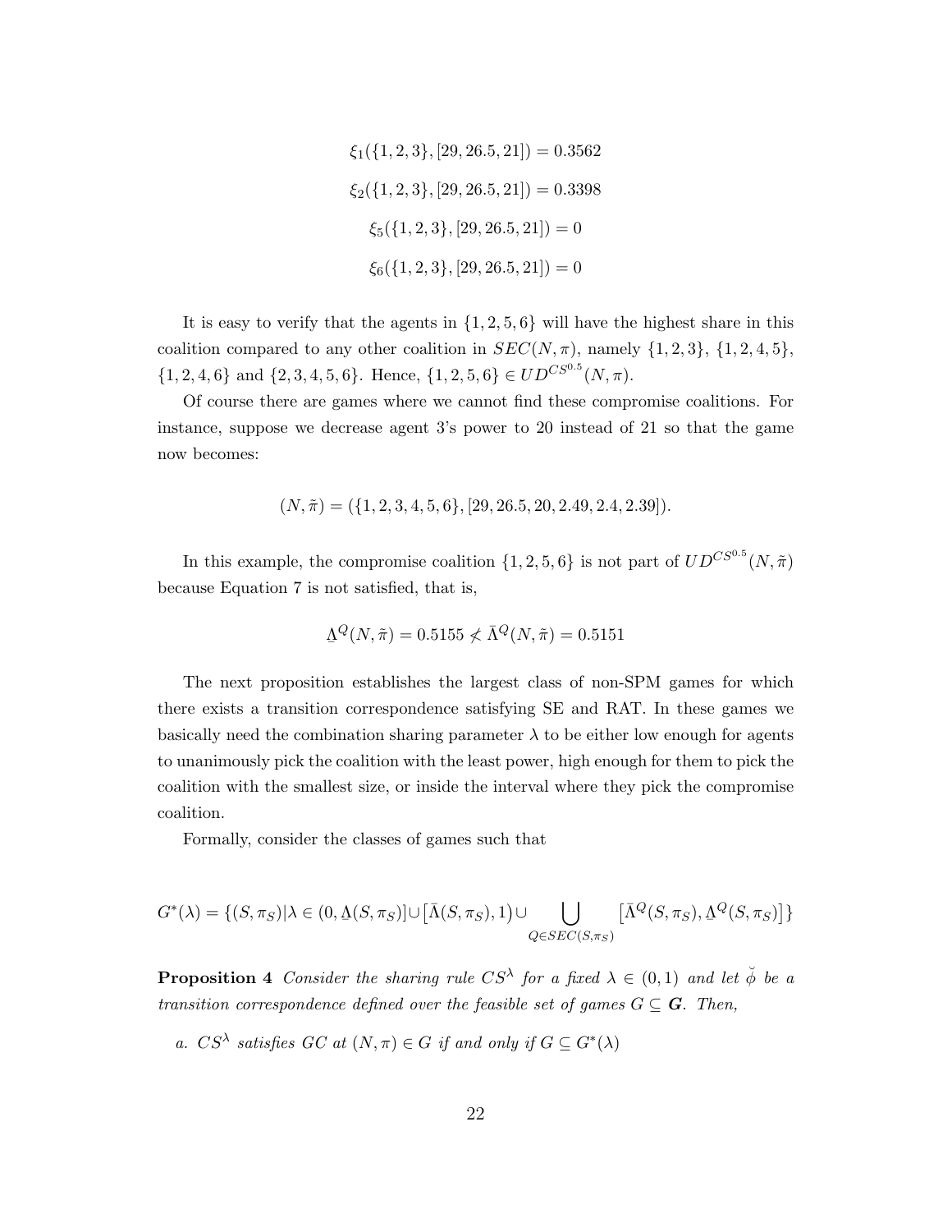$$\xi_1(\{1,2,3\},[29,26.5,21]) = 0.3562$$

$$\xi_2(\{1,2,3\},[29,26.5,21]) = 0.3398$$

$$\xi_5(\{1,2,3\},[29,26.5,21]) = 0$$

$$\xi_6(\{1,2,3\},[29,26.5,21]) = 0$$

It is easy to verify that the agents in $\{1,2,5,6\}$ will have the highest share in this coalition compared to any other coalition in $SEC(N,\pi)$, namely $\{1,2,3\}$, $\{1,2,4,5\}$, $\{1,2,4,6\}$ and $\{2,3,4,5,6\}$. Hence, $\{1,2,5,6\} \in UD^{CS^{0.5}}(N,\pi)$.

Of course there are games where we cannot find these compromise coalitions. For instance, suppose we decrease agent 3's power to 20 instead of 21 so that the game now becomes:

$$(N,\tilde{\pi}) = (\{1,2,3,4,5,6\},[29,26.5,20,2.49,2.4,2.39]).$$

In this example, the compromise coalition $\{1,2,5,6\}$ is not part of $UD^{CS^{0.5}}(N,\tilde{\pi})$ because Equation 7 is not satisfied, that is,

$$\underline{\Lambda}^{Q}(N,\tilde{\pi}) = 0.5155 \not< \bar{\Lambda}^{Q}(N,\tilde{\pi}) = 0.5151$$

The next proposition establishes the largest class of non-SPM games for which there exists a transition correspondence satisfying SE and RAT. In these games we basically need the combination sharing parameter $\lambda$ to be either low enough for agents to unanimously pick the coalition with the least power, high enough for them to pick the coalition with the smallest size, or inside the interval where they pick the compromise coalition.

Formally, consider the classes of games such that

$$G^*(\lambda) = \{(S,\pi_S) | \lambda \in (0,\underline{\Lambda}(S,\pi_S)] \cup [\bar{\Lambda}(S,\pi_S),1) \cup \bigcup_{Q \in SEC(S,\pi_S)} [\bar{\Lambda}^{Q}(S,\pi_S),\underline{\Lambda}^{Q}(S,\pi_S)]\}$$

**Proposition 4** *Consider the sharing rule $CS^{\lambda}$ for a fixed $\lambda \in (0,1)$ and let $\breve{\phi}$ be a transition correspondence defined over the feasible set of games $G \subseteq \boldsymbol{G}$. Then,*

*a. $CS^{\lambda}$ satisfies GC at $(N,\pi) \in G$ if and only if $G \subseteq G^*(\lambda)$*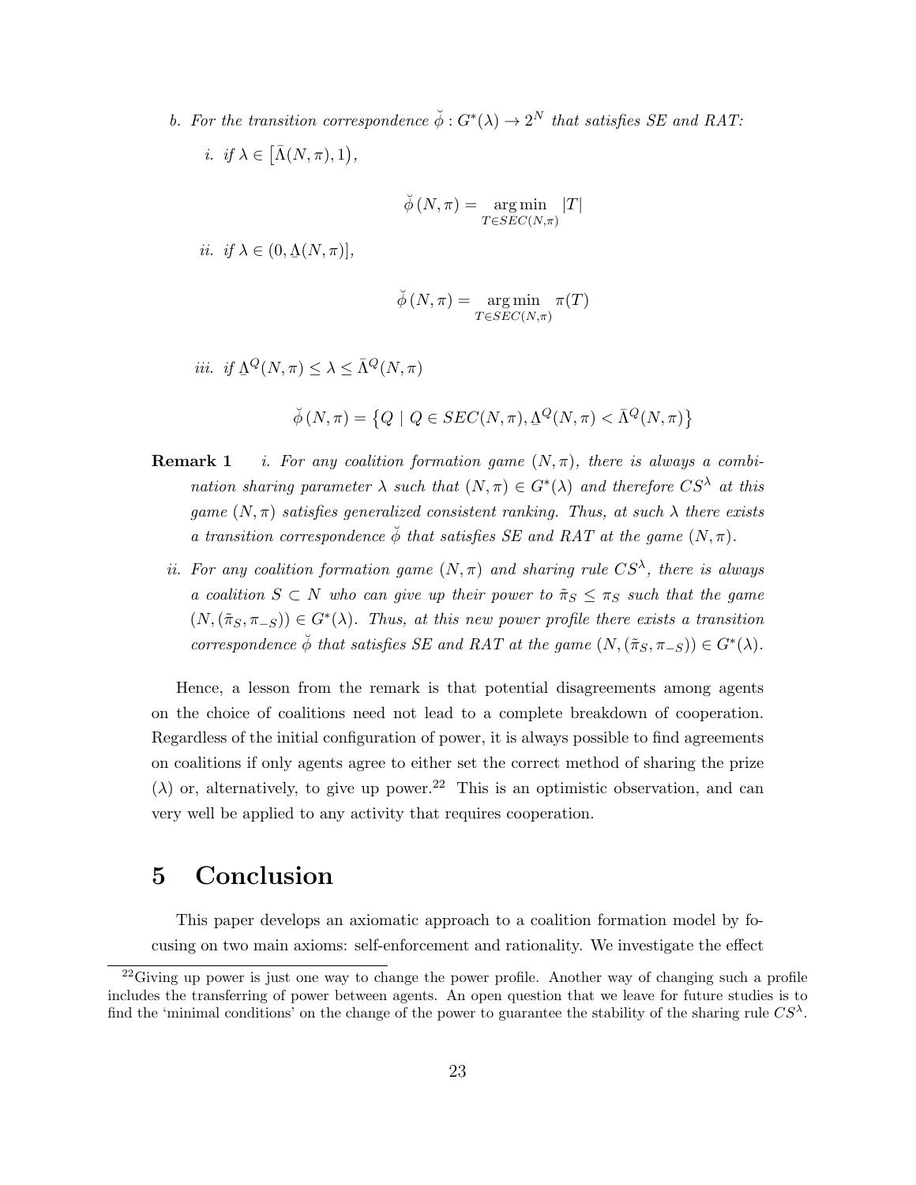*b. For the transition correspondence $\breve{\phi} : G^*(\lambda) \to 2^N$ that satisfies SE and RAT:*

*i. if $\lambda \in \left[\bar{\Lambda}(N, \pi), 1\right)$,*

$$\breve{\phi}\,(N, \pi) = \underset{T \in SEC(N,\pi)}{\arg\min} \; |T|$$

*ii. if $\lambda \in (0, \underline{\Lambda}(N, \pi)]$,*

$$\breve{\phi}\,(N, \pi) = \underset{T \in SEC(N,\pi)}{\arg\min} \; \pi(T)$$

*iii. if $\underline{\Lambda}^Q(N, \pi) \leq \lambda \leq \bar{\Lambda}^Q(N, \pi)$*

$$\breve{\phi}\,(N, \pi) = \left\{ Q \mid Q \in SEC(N, \pi), \underline{\Lambda}^Q(N, \pi) < \bar{\Lambda}^Q(N, \pi) \right\}$$

**Remark 1** *i. For any coalition formation game $(N, \pi)$, there is always a combination sharing parameter $\lambda$ such that $(N, \pi) \in G^*(\lambda)$ and therefore $CS^\lambda$ at this game $(N, \pi)$ satisfies generalized consistent ranking. Thus, at such $\lambda$ there exists a transition correspondence $\breve{\phi}$ that satisfies SE and RAT at the game $(N, \pi)$.*

*ii. For any coalition formation game $(N, \pi)$ and sharing rule $CS^\lambda$, there is always a coalition $S \subset N$ who can give up their power to $\tilde{\pi}_S \leq \pi_S$ such that the game $(N, (\tilde{\pi}_S, \pi_{-S})) \in G^*(\lambda)$. Thus, at this new power profile there exists a transition correspondence $\breve{\phi}$ that satisfies SE and RAT at the game $(N, (\tilde{\pi}_S, \pi_{-S})) \in G^*(\lambda)$.*

Hence, a lesson from the remark is that potential disagreements among agents on the choice of coalitions need not lead to a complete breakdown of cooperation. Regardless of the initial configuration of power, it is always possible to find agreements on coalitions if only agents agree to either set the correct method of sharing the prize ($\lambda$) or, alternatively, to give up power.[22] This is an optimistic observation, and can very well be applied to any activity that requires cooperation.

# 5 Conclusion

This paper develops an axiomatic approach to a coalition formation model by focusing on two main axioms: self-enforcement and rationality. We investigate the effect

[22] Giving up power is just one way to change the power profile. Another way of changing such a profile includes the transferring of power between agents. An open question that we leave for future studies is to find the 'minimal conditions' on the change of the power to guarantee the stability of the sharing rule $CS^\lambda$.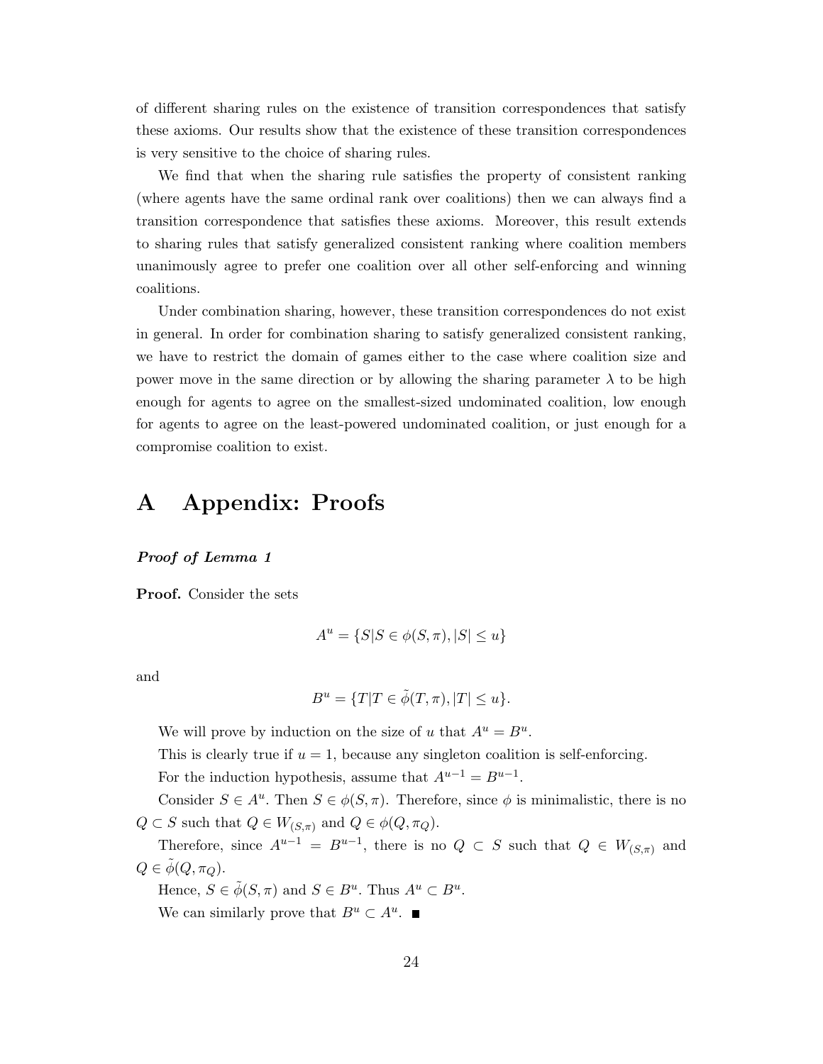of different sharing rules on the existence of transition correspondences that satisfy these axioms. Our results show that the existence of these transition correspondences is very sensitive to the choice of sharing rules.

We find that when the sharing rule satisfies the property of consistent ranking (where agents have the same ordinal rank over coalitions) then we can always find a transition correspondence that satisfies these axioms. Moreover, this result extends to sharing rules that satisfy generalized consistent ranking where coalition members unanimously agree to prefer one coalition over all other self-enforcing and winning coalitions.

Under combination sharing, however, these transition correspondences do not exist in general. In order for combination sharing to satisfy generalized consistent ranking, we have to restrict the domain of games either to the case where coalition size and power move in the same direction or by allowing the sharing parameter $\lambda$ to be high enough for agents to agree on the smallest-sized undominated coalition, low enough for agents to agree on the least-powered undominated coalition, or just enough for a compromise coalition to exist.

# A Appendix: Proofs

***Proof of Lemma 1***

**Proof.** Consider the sets

$$A^u = \{S | S \in \phi(S, \pi), |S| \leq u\}$$

and

$$B^u = \{T | T \in \tilde{\phi}(T, \pi), |T| \leq u\}.$$

We will prove by induction on the size of $u$ that $A^u = B^u$.

This is clearly true if $u = 1$, because any singleton coalition is self-enforcing.

For the induction hypothesis, assume that $A^{u-1} = B^{u-1}$.

Consider $S \in A^u$. Then $S \in \phi(S, \pi)$. Therefore, since $\phi$ is minimalistic, there is no $Q \subset S$ such that $Q \in W_{(S,\pi)}$ and $Q \in \phi(Q, \pi_Q)$.

Therefore, since $A^{u-1} = B^{u-1}$, there is no $Q \subset S$ such that $Q \in W_{(S,\pi)}$ and $Q \in \tilde{\phi}(Q, \pi_Q)$.

Hence, $S \in \tilde{\phi}(S, \pi)$ and $S \in B^u$. Thus $A^u \subset B^u$.

We can similarly prove that $B^u \subset A^u$. ■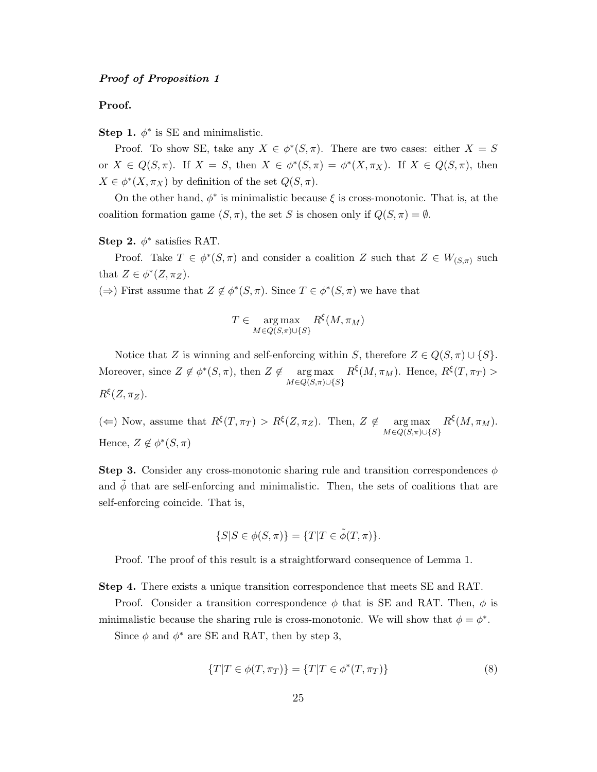***Proof of Proposition 1***

**Proof.**

**Step 1.** $\phi^*$ is SE and minimalistic.

Proof. To show SE, take any $X \in \phi^*(S, \pi)$. There are two cases: either $X = S$ or $X \in Q(S, \pi)$. If $X = S$, then $X \in \phi^*(S, \pi) = \phi^*(X, \pi_X)$. If $X \in Q(S, \pi)$, then $X \in \phi^*(X, \pi_X)$ by definition of the set $Q(S, \pi)$.

On the other hand, $\phi^*$ is minimalistic because $\xi$ is cross-monotonic. That is, at the coalition formation game $(S, \pi)$, the set $S$ is chosen only if $Q(S, \pi) = \emptyset$.

**Step 2.** $\phi^*$ satisfies RAT.

Proof. Take $T \in \phi^*(S, \pi)$ and consider a coalition $Z$ such that $Z \in W_{(S,\pi)}$ such that $Z \in \phi^*(Z, \pi_Z)$.

($\Rightarrow$) First assume that $Z \notin \phi^*(S, \pi)$. Since $T \in \phi^*(S, \pi)$ we have that

$$T \in \underset{M \in Q(S,\pi) \cup \{S\}}{\arg\max} \; R^{\xi}(M, \pi_M)$$

Notice that $Z$ is winning and self-enforcing within $S$, therefore $Z \in Q(S, \pi) \cup \{S\}$. Moreover, since $Z \notin \phi^*(S, \pi)$, then $Z \notin \underset{M \in Q(S,\pi) \cup \{S\}}{\arg\max} \; R^{\xi}(M, \pi_M)$. Hence, $R^{\xi}(T, \pi_T) > R^{\xi}(Z, \pi_Z)$.

($\Leftarrow$) Now, assume that $R^{\xi}(T, \pi_T) > R^{\xi}(Z, \pi_Z)$. Then, $Z \notin \underset{M \in Q(S,\pi) \cup \{S\}}{\arg\max} \; R^{\xi}(M, \pi_M)$. Hence, $Z \notin \phi^*(S, \pi)$

**Step 3.** Consider any cross-monotonic sharing rule and transition correspondences $\phi$ and $\tilde{\phi}$ that are self-enforcing and minimalistic. Then, the sets of coalitions that are self-enforcing coincide. That is,

$$\{S | S \in \phi(S, \pi)\} = \{T | T \in \tilde{\phi}(T, \pi)\}.$$

Proof. The proof of this result is a straightforward consequence of Lemma 1.

**Step 4.** There exists a unique transition correspondence that meets SE and RAT.

Proof. Consider a transition correspondence $\phi$ that is SE and RAT. Then, $\phi$ is minimalistic because the sharing rule is cross-monotonic. We will show that $\phi = \phi^*$.

Since $\phi$ and $\phi^*$ are SE and RAT, then by step 3,

$$\{T | T \in \phi(T, \pi_T)\} = \{T | T \in \phi^*(T, \pi_T)\} \tag{8}$$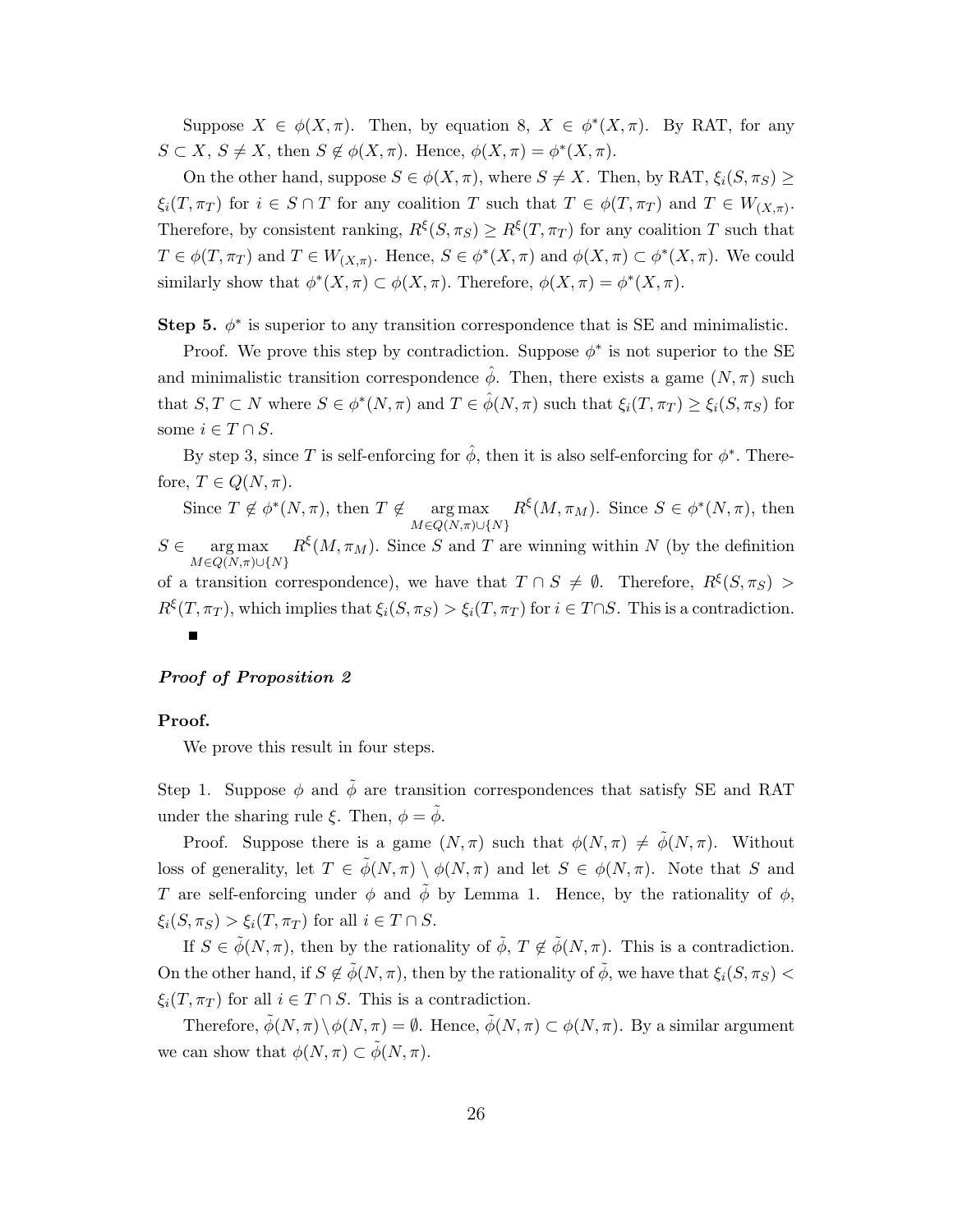Suppose $X \in \phi(X, \pi)$. Then, by equation 8, $X \in \phi^*(X, \pi)$. By RAT, for any $S \subset X$, $S \neq X$, then $S \notin \phi(X, \pi)$. Hence, $\phi(X, \pi) = \phi^*(X, \pi)$.

On the other hand, suppose $S \in \phi(X, \pi)$, where $S \neq X$. Then, by RAT, $\xi_i(S, \pi_S) \geq \xi_i(T, \pi_T)$ for $i \in S \cap T$ for any coalition $T$ such that $T \in \phi(T, \pi_T)$ and $T \in W_{(X,\pi)}$. Therefore, by consistent ranking, $R^\xi(S, \pi_S) \geq R^\xi(T, \pi_T)$ for any coalition $T$ such that $T \in \phi(T, \pi_T)$ and $T \in W_{(X,\pi)}$. Hence, $S \in \phi^*(X, \pi)$ and $\phi(X, \pi) \subset \phi^*(X, \pi)$. We could similarly show that $\phi^*(X, \pi) \subset \phi(X, \pi)$. Therefore, $\phi(X, \pi) = \phi^*(X, \pi)$.

**Step 5.** $\phi^*$ is superior to any transition correspondence that is SE and minimalistic.

Proof. We prove this step by contradiction. Suppose $\phi^*$ is not superior to the SE and minimalistic transition correspondence $\hat{\phi}$. Then, there exists a game $(N, \pi)$ such that $S, T \subset N$ where $S \in \phi^*(N, \pi)$ and $T \in \hat{\phi}(N, \pi)$ such that $\xi_i(T, \pi_T) \geq \xi_i(S, \pi_S)$ for some $i \in T \cap S$.

By step 3, since $T$ is self-enforcing for $\hat{\phi}$, then it is also self-enforcing for $\phi^*$. Therefore, $T \in Q(N, \pi)$.

Since $T \notin \phi^*(N, \pi)$, then $T \notin \underset{M \in Q(N,\pi) \cup \{N\}}{\arg\max} R^\xi(M, \pi_M)$. Since $S \in \phi^*(N, \pi)$, then $S \in \underset{M \in Q(N,\pi) \cup \{N\}}{\arg\max} R^\xi(M, \pi_M)$. Since $S$ and $T$ are winning within $N$ (by the definition of a transition correspondence), we have that $T \cap S \neq \emptyset$. Therefore, $R^\xi(S, \pi_S) > R^\xi(T, \pi_T)$, which implies that $\xi_i(S, \pi_S) > \xi_i(T, \pi_T)$ for $i \in T \cap S$. This is a contradiction. ∎

***Proof of Proposition 2***

**Proof.**

We prove this result in four steps.

Step 1. Suppose $\phi$ and $\tilde{\phi}$ are transition correspondences that satisfy SE and RAT under the sharing rule $\xi$. Then, $\phi = \tilde{\phi}$.

Proof. Suppose there is a game $(N, \pi)$ such that $\phi(N, \pi) \neq \tilde{\phi}(N, \pi)$. Without loss of generality, let $T \in \tilde{\phi}(N, \pi) \setminus \phi(N, \pi)$ and let $S \in \phi(N, \pi)$. Note that $S$ and $T$ are self-enforcing under $\phi$ and $\tilde{\phi}$ by Lemma 1. Hence, by the rationality of $\phi$, $\xi_i(S, \pi_S) > \xi_i(T, \pi_T)$ for all $i \in T \cap S$.

If $S \in \tilde{\phi}(N, \pi)$, then by the rationality of $\tilde{\phi}$, $T \notin \tilde{\phi}(N, \pi)$. This is a contradiction. On the other hand, if $S \notin \tilde{\phi}(N, \pi)$, then by the rationality of $\tilde{\phi}$, we have that $\xi_i(S, \pi_S) < \xi_i(T, \pi_T)$ for all $i \in T \cap S$. This is a contradiction.

Therefore, $\tilde{\phi}(N, \pi) \setminus \phi(N, \pi) = \emptyset$. Hence, $\tilde{\phi}(N, \pi) \subset \phi(N, \pi)$. By a similar argument we can show that $\phi(N, \pi) \subset \tilde{\phi}(N, \pi)$.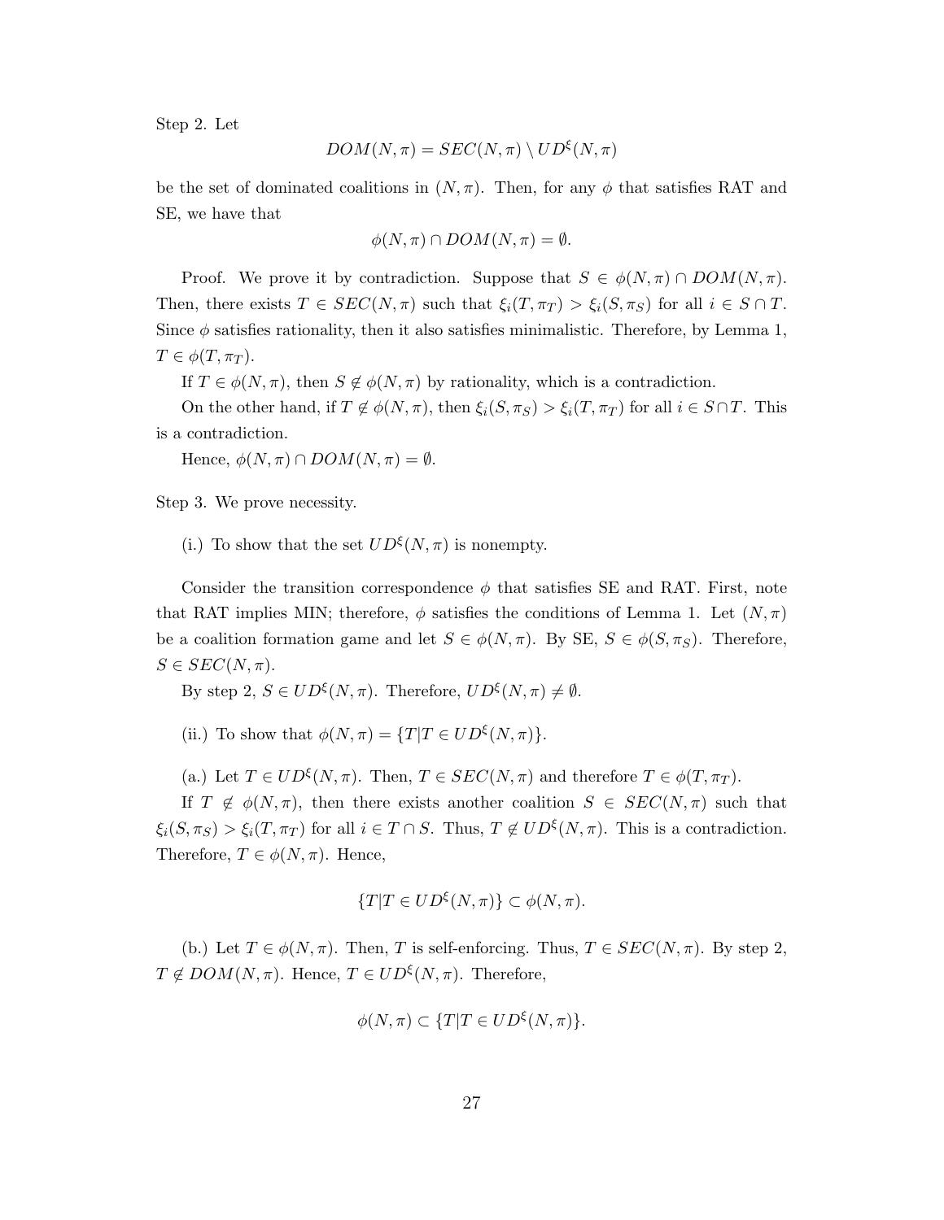Step 2. Let

$$DOM(N, \pi) = SEC(N, \pi) \setminus UD^{\xi}(N, \pi)$$

be the set of dominated coalitions in $(N, \pi)$. Then, for any $\phi$ that satisfies RAT and SE, we have that

$$\phi(N, \pi) \cap DOM(N, \pi) = \emptyset.$$

Proof. We prove it by contradiction. Suppose that $S \in \phi(N, \pi) \cap DOM(N, \pi)$. Then, there exists $T \in SEC(N, \pi)$ such that $\xi_i(T, \pi_T) > \xi_i(S, \pi_S)$ for all $i \in S \cap T$. Since $\phi$ satisfies rationality, then it also satisfies minimalistic. Therefore, by Lemma 1, $T \in \phi(T, \pi_T)$.

If $T \in \phi(N, \pi)$, then $S \notin \phi(N, \pi)$ by rationality, which is a contradiction.

On the other hand, if $T \notin \phi(N, \pi)$, then $\xi_i(S, \pi_S) > \xi_i(T, \pi_T)$ for all $i \in S \cap T$. This is a contradiction.

Hence, $\phi(N, \pi) \cap DOM(N, \pi) = \emptyset$.

Step 3. We prove necessity.

(i.) To show that the set $UD^{\xi}(N, \pi)$ is nonempty.

Consider the transition correspondence $\phi$ that satisfies SE and RAT. First, note that RAT implies MIN; therefore, $\phi$ satisfies the conditions of Lemma 1. Let $(N, \pi)$ be a coalition formation game and let $S \in \phi(N, \pi)$. By SE, $S \in \phi(S, \pi_S)$. Therefore, $S \in SEC(N, \pi)$.

By step 2, $S \in UD^{\xi}(N, \pi)$. Therefore, $UD^{\xi}(N, \pi) \neq \emptyset$.

(ii.) To show that $\phi(N, \pi) = \{T | T \in UD^{\xi}(N, \pi)\}$.

(a.) Let $T \in UD^{\xi}(N, \pi)$. Then, $T \in SEC(N, \pi)$ and therefore $T \in \phi(T, \pi_T)$.

If $T \notin \phi(N, \pi)$, then there exists another coalition $S \in SEC(N, \pi)$ such that $\xi_i(S, \pi_S) > \xi_i(T, \pi_T)$ for all $i \in T \cap S$. Thus, $T \notin UD^{\xi}(N, \pi)$. This is a contradiction. Therefore, $T \in \phi(N, \pi)$. Hence,

$$\{T | T \in UD^{\xi}(N, \pi)\} \subset \phi(N, \pi).$$

(b.) Let $T \in \phi(N, \pi)$. Then, $T$ is self-enforcing. Thus, $T \in SEC(N, \pi)$. By step 2, $T \notin DOM(N, \pi)$. Hence, $T \in UD^{\xi}(N, \pi)$. Therefore,

$$\phi(N, \pi) \subset \{T | T \in UD^{\xi}(N, \pi)\}.$$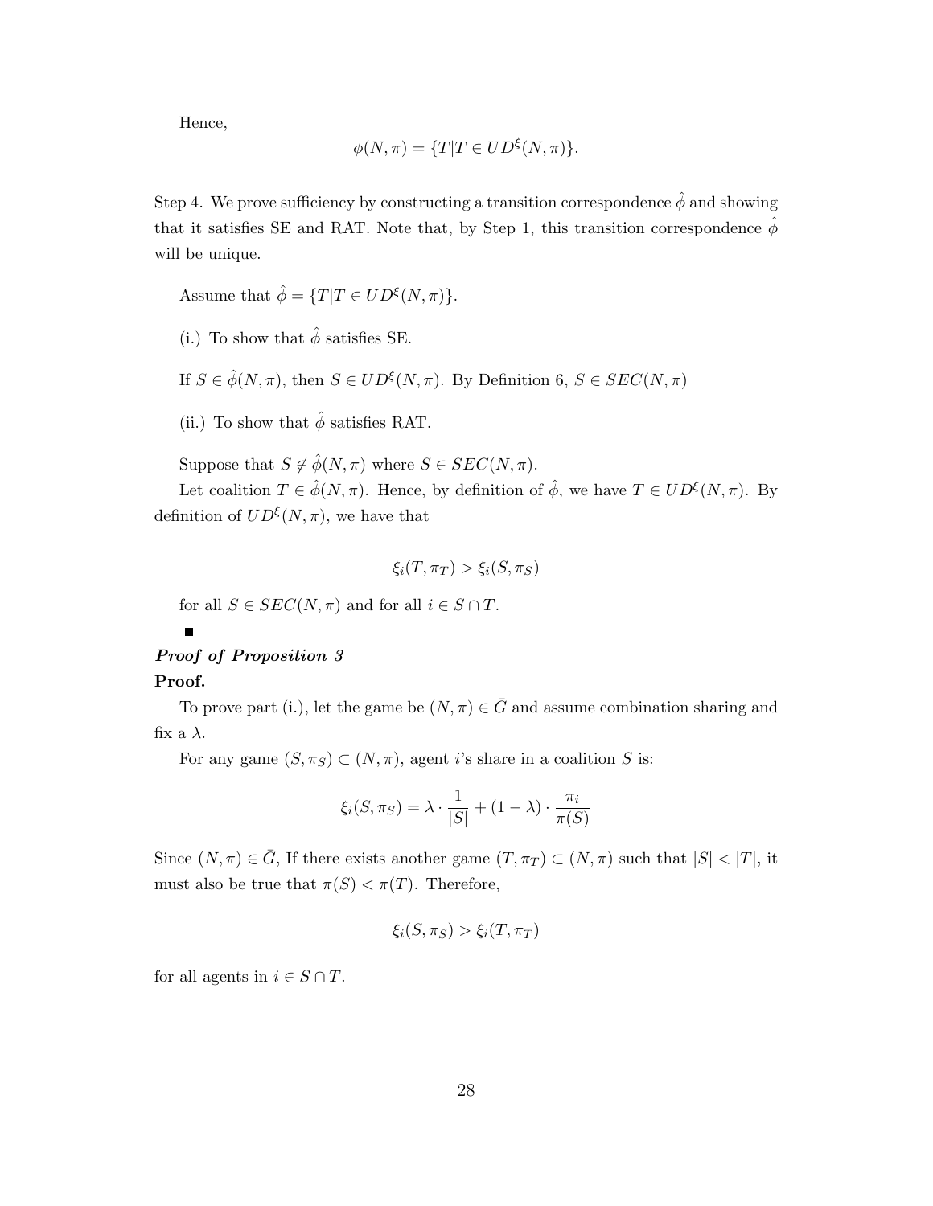Hence,

$$\phi(N, \pi) = \{T | T \in UD^{\xi}(N, \pi)\}.$$

Step 4. We prove sufficiency by constructing a transition correspondence $\hat{\phi}$ and showing that it satisfies SE and RAT. Note that, by Step 1, this transition correspondence $\hat{\phi}$ will be unique.

Assume that $\hat{\phi} = \{T | T \in UD^{\xi}(N, \pi)\}$.

(i.) To show that $\hat{\phi}$ satisfies SE.

If $S \in \hat{\phi}(N, \pi)$, then $S \in UD^{\xi}(N, \pi)$. By Definition 6, $S \in SEC(N, \pi)$

(ii.) To show that $\hat{\phi}$ satisfies RAT.

Suppose that $S \notin \hat{\phi}(N, \pi)$ where $S \in SEC(N, \pi)$.

Let coalition $T \in \hat{\phi}(N, \pi)$. Hence, by definition of $\hat{\phi}$, we have $T \in UD^{\xi}(N, \pi)$. By definition of $UD^{\xi}(N, \pi)$, we have that

$$\xi_i(T, \pi_T) > \xi_i(S, \pi_S)$$

for all $S \in SEC(N, \pi)$ and for all $i \in S \cap T$.

■

***Proof of Proposition 3***

**Proof.**

To prove part (i.), let the game be $(N, \pi) \in \bar{G}$ and assume combination sharing and fix a $\lambda$.

For any game $(S, \pi_S) \subset (N, \pi)$, agent $i$'s share in a coalition $S$ is:

$$\xi_i(S, \pi_S) = \lambda \cdot \frac{1}{|S|} + (1 - \lambda) \cdot \frac{\pi_i}{\pi(S)}$$

Since $(N, \pi) \in \bar{G}$, If there exists another game $(T, \pi_T) \subset (N, \pi)$ such that $|S| < |T|$, it must also be true that $\pi(S) < \pi(T)$. Therefore,

$$\xi_i(S, \pi_S) > \xi_i(T, \pi_T)$$

for all agents in $i \in S \cap T$.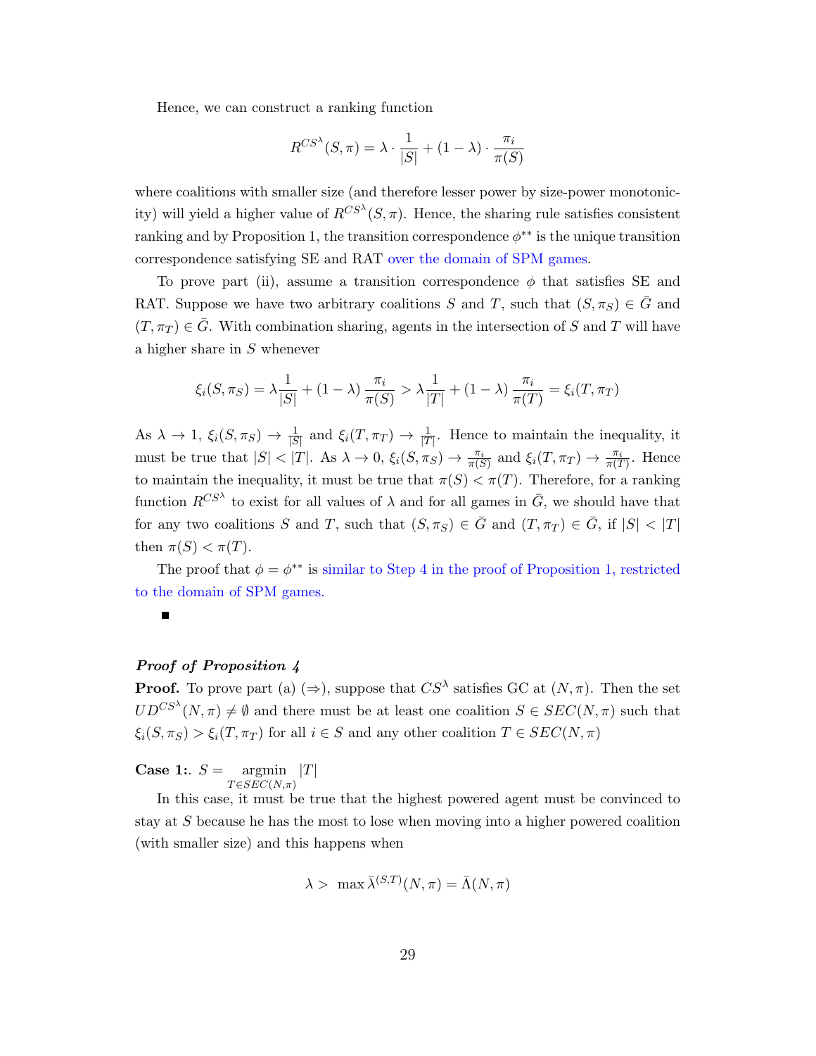Hence, we can construct a ranking function

$$R^{CS^\lambda}(S,\pi) = \lambda \cdot \frac{1}{|S|} + (1-\lambda)\cdot \frac{\pi_i}{\pi(S)}$$

where coalitions with smaller size (and therefore lesser power by size-power monotonicity) will yield a higher value of $R^{CS^\lambda}(S,\pi)$. Hence, the sharing rule satisfies consistent ranking and by Proposition 1, the transition correspondence $\phi^{**}$ is the unique transition correspondence satisfying SE and RAT over the domain of SPM games.

To prove part (ii), assume a transition correspondence $\phi$ that satisfies SE and RAT. Suppose we have two arbitrary coalitions $S$ and $T$, such that $(S,\pi_S) \in \bar{G}$ and $(T,\pi_T) \in \bar{G}$. With combination sharing, agents in the intersection of $S$ and $T$ will have a higher share in $S$ whenever

$$\xi_i(S,\pi_S) = \lambda \frac{1}{|S|} + (1-\lambda)\frac{\pi_i}{\pi(S)} > \lambda \frac{1}{|T|} + (1-\lambda)\frac{\pi_i}{\pi(T)} = \xi_i(T,\pi_T)$$

As $\lambda \to 1$, $\xi_i(S,\pi_S) \to \frac{1}{|S|}$ and $\xi_i(T,\pi_T) \to \frac{1}{|T|}$. Hence to maintain the inequality, it must be true that $|S| < |T|$. As $\lambda \to 0$, $\xi_i(S,\pi_S) \to \frac{\pi_i}{\pi(S)}$ and $\xi_i(T,\pi_T) \to \frac{\pi_i}{\pi(T)}$. Hence to maintain the inequality, it must be true that $\pi(S) < \pi(T)$. Therefore, for a ranking function $R^{CS^\lambda}$ to exist for all values of $\lambda$ and for all games in $\bar{G}$, we should have that for any two coalitions $S$ and $T$, such that $(S,\pi_S) \in \bar{G}$ and $(T,\pi_T) \in \bar{G}$, if $|S| < |T|$ then $\pi(S) < \pi(T)$.

The proof that $\phi = \phi^{**}$ is similar to Step 4 in the proof of Proposition 1, restricted to the domain of SPM games.

■

***Proof of Proposition 4***

**Proof.** To prove part (a) ($\Rightarrow$), suppose that $CS^\lambda$ satisfies GC at $(N,\pi)$. Then the set $UD^{CS^\lambda}(N,\pi) \neq \emptyset$ and there must be at least one coalition $S \in SEC(N,\pi)$ such that $\xi_i(S,\pi_S) > \xi_i(T,\pi_T)$ for all $i \in S$ and any other coalition $T \in SEC(N,\pi)$

**Case 1:**. $S = \underset{T\in SEC(N,\pi)}{\operatorname{argmin}} |T|$

In this case, it must be true that the highest powered agent must be convinced to stay at $S$ because he has the most to lose when moving into a higher powered coalition (with smaller size) and this happens when

$$\lambda > \max \bar{\lambda}^{(S,T)}(N,\pi) = \bar{\Lambda}(N,\pi)$$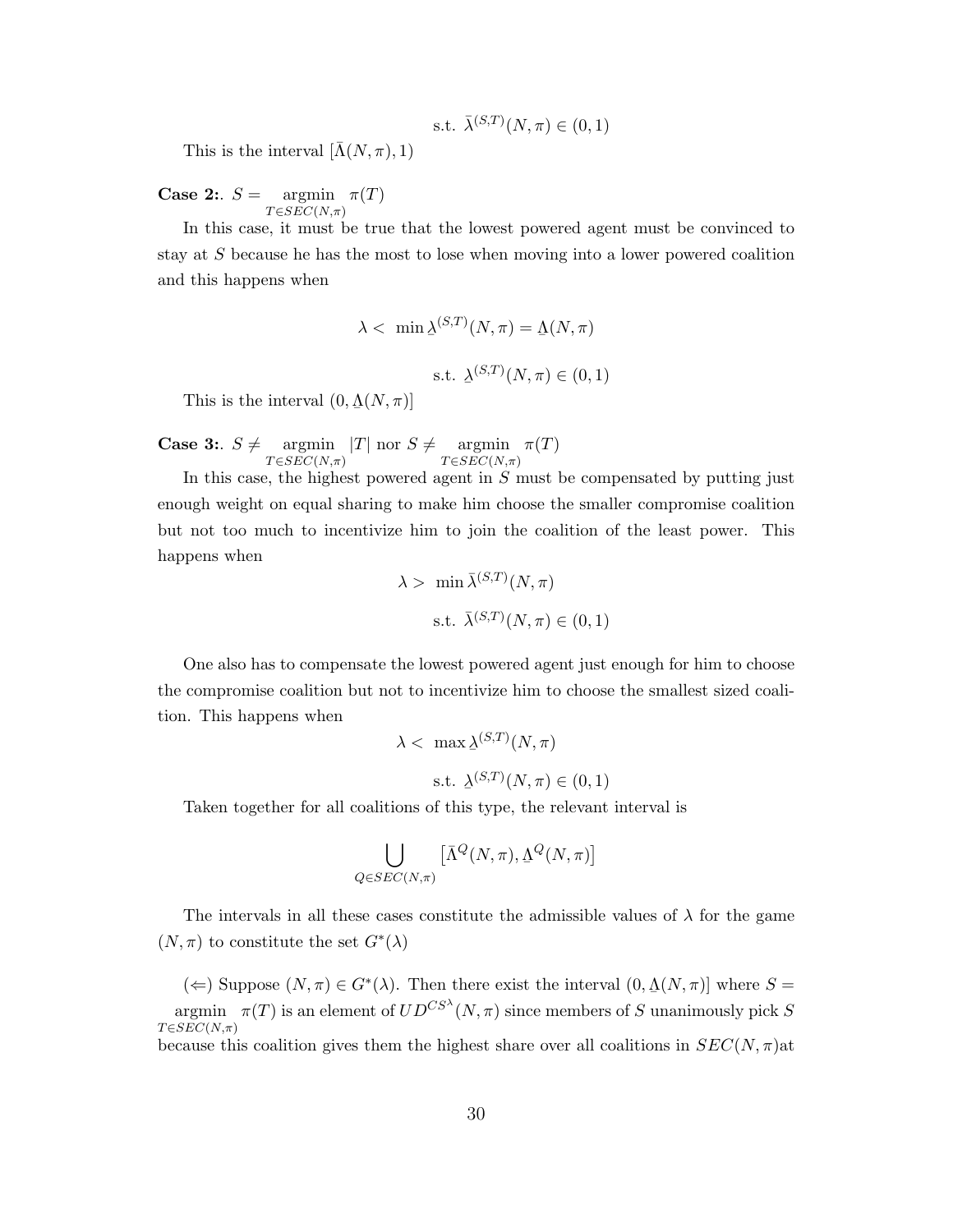$$\text{s.t. } \bar{\lambda}^{(S,T)}(N,\pi) \in (0,1)$$

This is the interval $[\bar{\Lambda}(N,\pi), 1)$

**Case 2:**. $S = \underset{T \in SEC(N,\pi)}{\text{argmin}} \; \pi(T)$

In this case, it must be true that the lowest powered agent must be convinced to stay at $S$ because he has the most to lose when moving into a lower powered coalition and this happens when

$$\lambda < \; \min \underline{\lambda}^{(S,T)}(N,\pi) = \underline{\Lambda}(N,\pi)$$

$$\text{s.t. } \underline{\lambda}^{(S,T)}(N,\pi) \in (0,1)$$

This is the interval $(0, \underline{\Lambda}(N,\pi)]$

**Case 3:**. $S \neq \underset{T \in SEC(N,\pi)}{\text{argmin}} \; |T|$ nor $S \neq \underset{T \in SEC(N,\pi)}{\text{argmin}} \; \pi(T)$

In this case, the highest powered agent in $S$ must be compensated by putting just enough weight on equal sharing to make him choose the smaller compromise coalition but not too much to incentivize him to join the coalition of the least power. This happens when

$$\lambda > \; \min \bar{\lambda}^{(S,T)}(N,\pi)$$

$$\text{s.t. } \bar{\lambda}^{(S,T)}(N,\pi) \in (0,1)$$

One also has to compensate the lowest powered agent just enough for him to choose the compromise coalition but not to incentivize him to choose the smallest sized coalition. This happens when

$$\lambda < \; \max \underline{\lambda}^{(S,T)}(N,\pi)$$

$$\text{s.t. } \underline{\lambda}^{(S,T)}(N,\pi) \in (0,1)$$

Taken together for all coalitions of this type, the relevant interval is

$$\bigcup_{Q \in SEC(N,\pi)} \left[\bar{\Lambda}^{Q}(N,\pi), \underline{\Lambda}^{Q}(N,\pi)\right]$$

The intervals in all these cases constitute the admissible values of $\lambda$ for the game $(N,\pi)$ to constitute the set $G^{*}(\lambda)$

($\Leftarrow$) Suppose $(N,\pi) \in G^{*}(\lambda)$. Then there exist the interval $(0, \underline{\Lambda}(N,\pi)]$ where $S = \underset{T \in SEC(N,\pi)}{\text{argmin}} \; \pi(T)$ is an element of $UD^{CS^{\lambda}}(N,\pi)$ since members of $S$ unanimously pick $S$ because this coalition gives them the highest share over all coalitions in $SEC(N,\pi)$at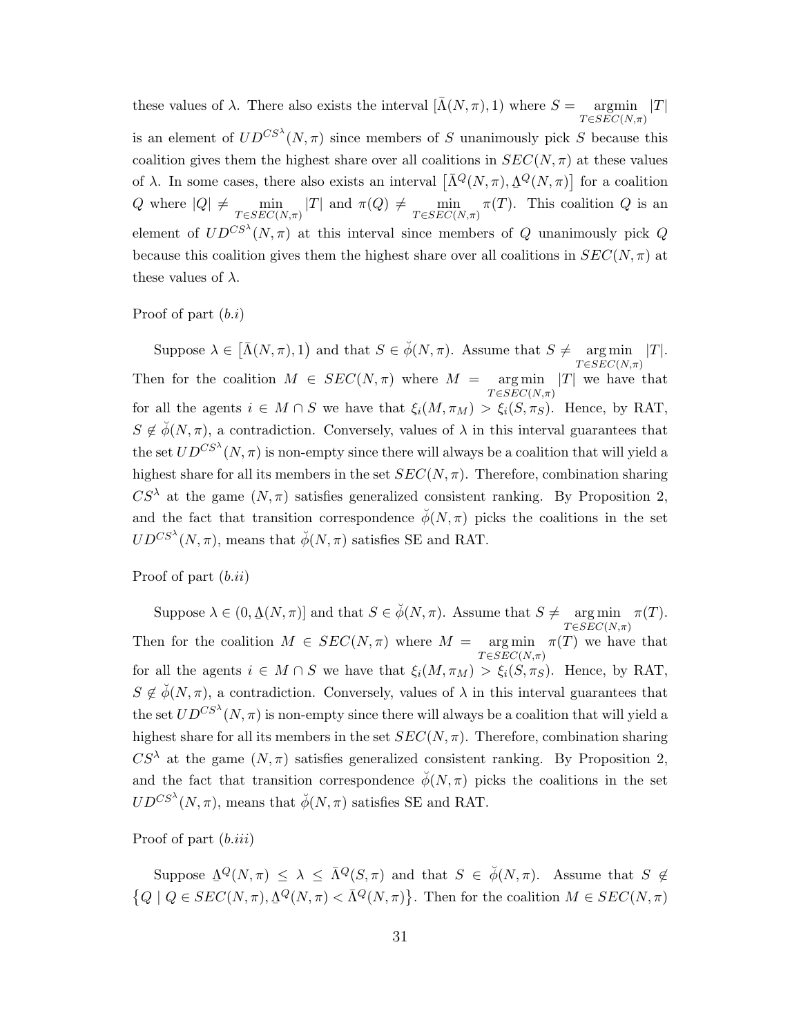these values of $\lambda$. There also exists the interval $[\bar{\Lambda}(N,\pi), 1)$ where $S = \underset{T \in SEC(N,\pi)}{\operatorname{argmin}} |T|$ is an element of $UD^{CS^\lambda}(N,\pi)$ since members of $S$ unanimously pick $S$ because this coalition gives them the highest share over all coalitions in $SEC(N,\pi)$ at these values of $\lambda$. In some cases, there also exists an interval $\left[\bar{\Lambda}^Q(N,\pi), \underline{\Lambda}^Q(N,\pi)\right]$ for a coalition $Q$ where $|Q| \neq \min_{T \in SEC(N,\pi)} |T|$ and $\pi(Q) \neq \min_{T \in SEC(N,\pi)} \pi(T)$. This coalition $Q$ is an element of $UD^{CS^\lambda}(N,\pi)$ at this interval since members of $Q$ unanimously pick $Q$ because this coalition gives them the highest share over all coalitions in $SEC(N,\pi)$ at these values of $\lambda$.

Proof of part $(b.i)$

Suppose $\lambda \in \left[\bar{\Lambda}(N,\pi), 1\right)$ and that $S \in \breve{\phi}(N,\pi)$. Assume that $S \neq \underset{T \in SEC(N,\pi)}{\arg\min} |T|$. Then for the coalition $M \in SEC(N,\pi)$ where $M = \underset{T \in SEC(N,\pi)}{\arg\min} |T|$ we have that for all the agents $i \in M \cap S$ we have that $\xi_i(M,\pi_M) > \xi_i(S,\pi_S)$. Hence, by RAT, $S \notin \breve{\phi}(N,\pi)$, a contradiction. Conversely, values of $\lambda$ in this interval guarantees that the set $UD^{CS^\lambda}(N,\pi)$ is non-empty since there will always be a coalition that will yield a highest share for all its members in the set $SEC(N,\pi)$. Therefore, combination sharing $CS^\lambda$ at the game $(N,\pi)$ satisfies generalized consistent ranking. By Proposition 2, and the fact that transition correspondence $\breve{\phi}(N,\pi)$ picks the coalitions in the set $UD^{CS^\lambda}(N,\pi)$, means that $\breve{\phi}(N,\pi)$ satisfies SE and RAT.

Proof of part $(b.ii)$

Suppose $\lambda \in (0, \underline{\Lambda}(N,\pi)]$ and that $S \in \breve{\phi}(N,\pi)$. Assume that $S \neq \underset{T \in SEC(N,\pi)}{\arg\min} \pi(T)$. Then for the coalition $M \in SEC(N,\pi)$ where $M = \underset{T \in SEC(N,\pi)}{\arg\min} \pi(T)$ we have that for all the agents $i \in M \cap S$ we have that $\xi_i(M,\pi_M) > \xi_i(S,\pi_S)$. Hence, by RAT, $S \notin \breve{\phi}(N,\pi)$, a contradiction. Conversely, values of $\lambda$ in this interval guarantees that the set $UD^{CS^\lambda}(N,\pi)$ is non-empty since there will always be a coalition that will yield a highest share for all its members in the set $SEC(N,\pi)$. Therefore, combination sharing $CS^\lambda$ at the game $(N,\pi)$ satisfies generalized consistent ranking. By Proposition 2, and the fact that transition correspondence $\breve{\phi}(N,\pi)$ picks the coalitions in the set $UD^{CS^\lambda}(N,\pi)$, means that $\breve{\phi}(N,\pi)$ satisfies SE and RAT.

Proof of part $(b.iii)$

Suppose $\underline{\Lambda}^Q(N,\pi) \leq \lambda \leq \bar{\Lambda}^Q(S,\pi)$ and that $S \in \breve{\phi}(N,\pi)$. Assume that $S \notin \left\{Q \mid Q \in SEC(N,\pi), \underline{\Lambda}^Q(N,\pi) < \bar{\Lambda}^Q(N,\pi)\right\}$. Then for the coalition $M \in SEC(N,\pi)$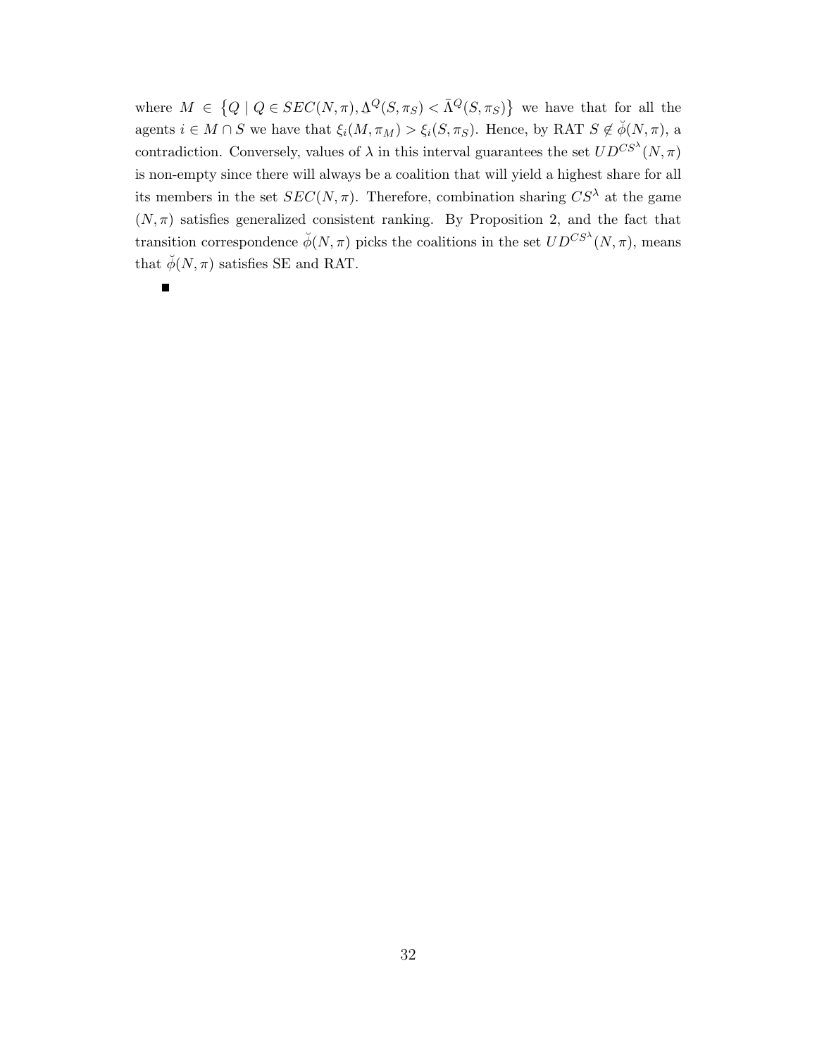where $M \in \{Q \mid Q \in SEC(N,\pi), \Delta^Q(S,\pi_S) < \bar{\Lambda}^Q(S,\pi_S)\}$ we have that for all the agents $i \in M \cap S$ we have that $\xi_i(M,\pi_M) > \xi_i(S,\pi_S)$. Hence, by RAT $S \notin \breve{\phi}(N,\pi)$, a contradiction. Conversely, values of $\lambda$ in this interval guarantees the set $UD^{CS^\lambda}(N,\pi)$ is non-empty since there will always be a coalition that will yield a highest share for all its members in the set $SEC(N,\pi)$. Therefore, combination sharing $CS^\lambda$ at the game $(N,\pi)$ satisfies generalized consistent ranking. By Proposition 2, and the fact that transition correspondence $\breve{\phi}(N,\pi)$ picks the coalitions in the set $UD^{CS^\lambda}(N,\pi)$, means that $\breve{\phi}(N,\pi)$ satisfies SE and RAT.

■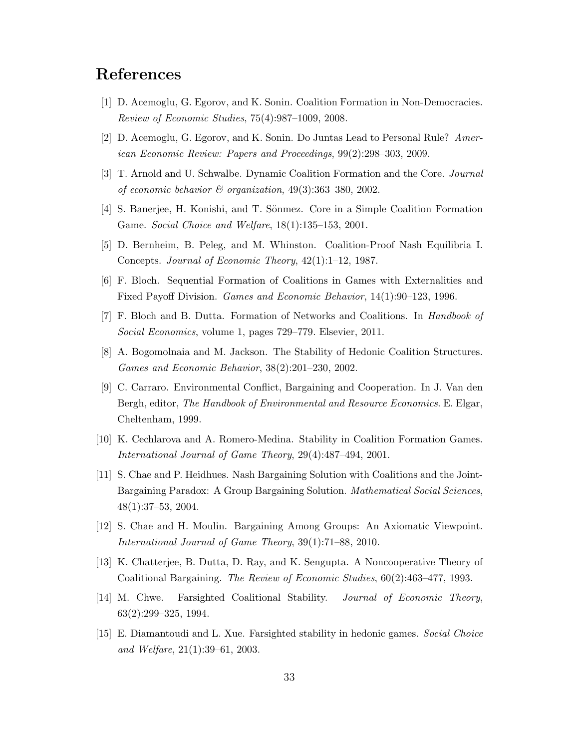# References

[1] D. Acemoglu, G. Egorov, and K. Sonin. Coalition Formation in Non-Democracies. *Review of Economic Studies*, 75(4):987–1009, 2008.

[2] D. Acemoglu, G. Egorov, and K. Sonin. Do Juntas Lead to Personal Rule? *American Economic Review: Papers and Proceedings*, 99(2):298–303, 2009.

[3] T. Arnold and U. Schwalbe. Dynamic Coalition Formation and the Core. *Journal of economic behavior & organization*, 49(3):363–380, 2002.

[4] S. Banerjee, H. Konishi, and T. Sönmez. Core in a Simple Coalition Formation Game. *Social Choice and Welfare*, 18(1):135–153, 2001.

[5] D. Bernheim, B. Peleg, and M. Whinston. Coalition-Proof Nash Equilibria I. Concepts. *Journal of Economic Theory*, 42(1):1–12, 1987.

[6] F. Bloch. Sequential Formation of Coalitions in Games with Externalities and Fixed Payoff Division. *Games and Economic Behavior*, 14(1):90–123, 1996.

[7] F. Bloch and B. Dutta. Formation of Networks and Coalitions. In *Handbook of Social Economics*, volume 1, pages 729–779. Elsevier, 2011.

[8] A. Bogomolnaia and M. Jackson. The Stability of Hedonic Coalition Structures. *Games and Economic Behavior*, 38(2):201–230, 2002.

[9] C. Carraro. Environmental Conflict, Bargaining and Cooperation. In J. Van den Bergh, editor, *The Handbook of Environmental and Resource Economics*. E. Elgar, Cheltenham, 1999.

[10] K. Cechlarova and A. Romero-Medina. Stability in Coalition Formation Games. *International Journal of Game Theory*, 29(4):487–494, 2001.

[11] S. Chae and P. Heidhues. Nash Bargaining Solution with Coalitions and the Joint-Bargaining Paradox: A Group Bargaining Solution. *Mathematical Social Sciences*, 48(1):37–53, 2004.

[12] S. Chae and H. Moulin. Bargaining Among Groups: An Axiomatic Viewpoint. *International Journal of Game Theory*, 39(1):71–88, 2010.

[13] K. Chatterjee, B. Dutta, D. Ray, and K. Sengupta. A Noncooperative Theory of Coalitional Bargaining. *The Review of Economic Studies*, 60(2):463–477, 1993.

[14] M. Chwe. Farsighted Coalitional Stability. *Journal of Economic Theory*, 63(2):299–325, 1994.

[15] E. Diamantoudi and L. Xue. Farsighted stability in hedonic games. *Social Choice and Welfare*, 21(1):39–61, 2003.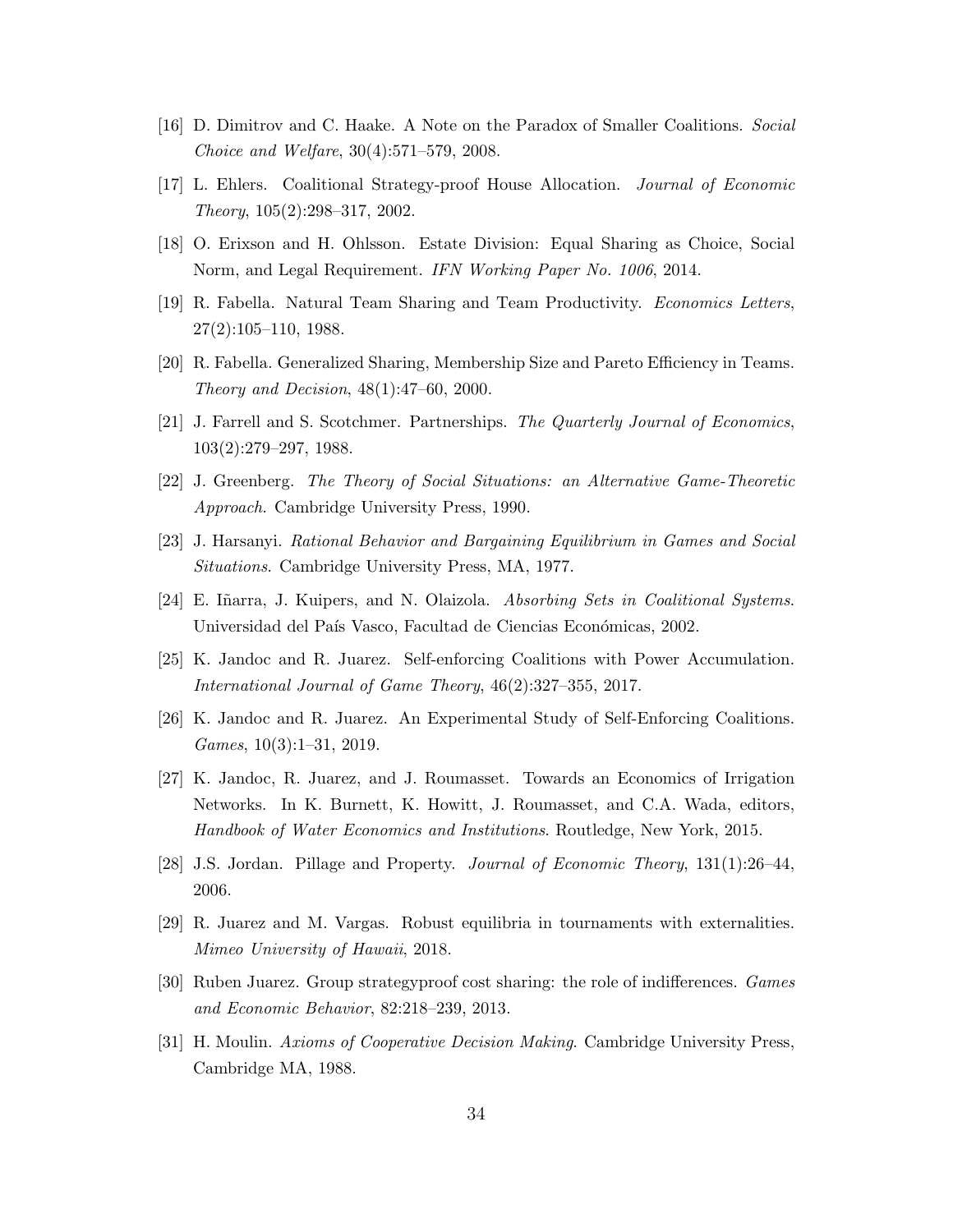[16] D. Dimitrov and C. Haake. A Note on the Paradox of Smaller Coalitions. *Social Choice and Welfare*, 30(4):571–579, 2008.

[17] L. Ehlers. Coalitional Strategy-proof House Allocation. *Journal of Economic Theory*, 105(2):298–317, 2002.

[18] O. Erixson and H. Ohlsson. Estate Division: Equal Sharing as Choice, Social Norm, and Legal Requirement. *IFN Working Paper No. 1006*, 2014.

[19] R. Fabella. Natural Team Sharing and Team Productivity. *Economics Letters*, 27(2):105–110, 1988.

[20] R. Fabella. Generalized Sharing, Membership Size and Pareto Efficiency in Teams. *Theory and Decision*, 48(1):47–60, 2000.

[21] J. Farrell and S. Scotchmer. Partnerships. *The Quarterly Journal of Economics*, 103(2):279–297, 1988.

[22] J. Greenberg. *The Theory of Social Situations: an Alternative Game-Theoretic Approach*. Cambridge University Press, 1990.

[23] J. Harsanyi. *Rational Behavior and Bargaining Equilibrium in Games and Social Situations*. Cambridge University Press, MA, 1977.

[24] E. Iñarra, J. Kuipers, and N. Olaizola. *Absorbing Sets in Coalitional Systems*. Universidad del País Vasco, Facultad de Ciencias Económicas, 2002.

[25] K. Jandoc and R. Juarez. Self-enforcing Coalitions with Power Accumulation. *International Journal of Game Theory*, 46(2):327–355, 2017.

[26] K. Jandoc and R. Juarez. An Experimental Study of Self-Enforcing Coalitions. *Games*, 10(3):1–31, 2019.

[27] K. Jandoc, R. Juarez, and J. Roumasset. Towards an Economics of Irrigation Networks. In K. Burnett, K. Howitt, J. Roumasset, and C.A. Wada, editors, *Handbook of Water Economics and Institutions*. Routledge, New York, 2015.

[28] J.S. Jordan. Pillage and Property. *Journal of Economic Theory*, 131(1):26–44, 2006.

[29] R. Juarez and M. Vargas. Robust equilibria in tournaments with externalities. *Mimeo University of Hawaii*, 2018.

[30] Ruben Juarez. Group strategyproof cost sharing: the role of indifferences. *Games and Economic Behavior*, 82:218–239, 2013.

[31] H. Moulin. *Axioms of Cooperative Decision Making*. Cambridge University Press, Cambridge MA, 1988.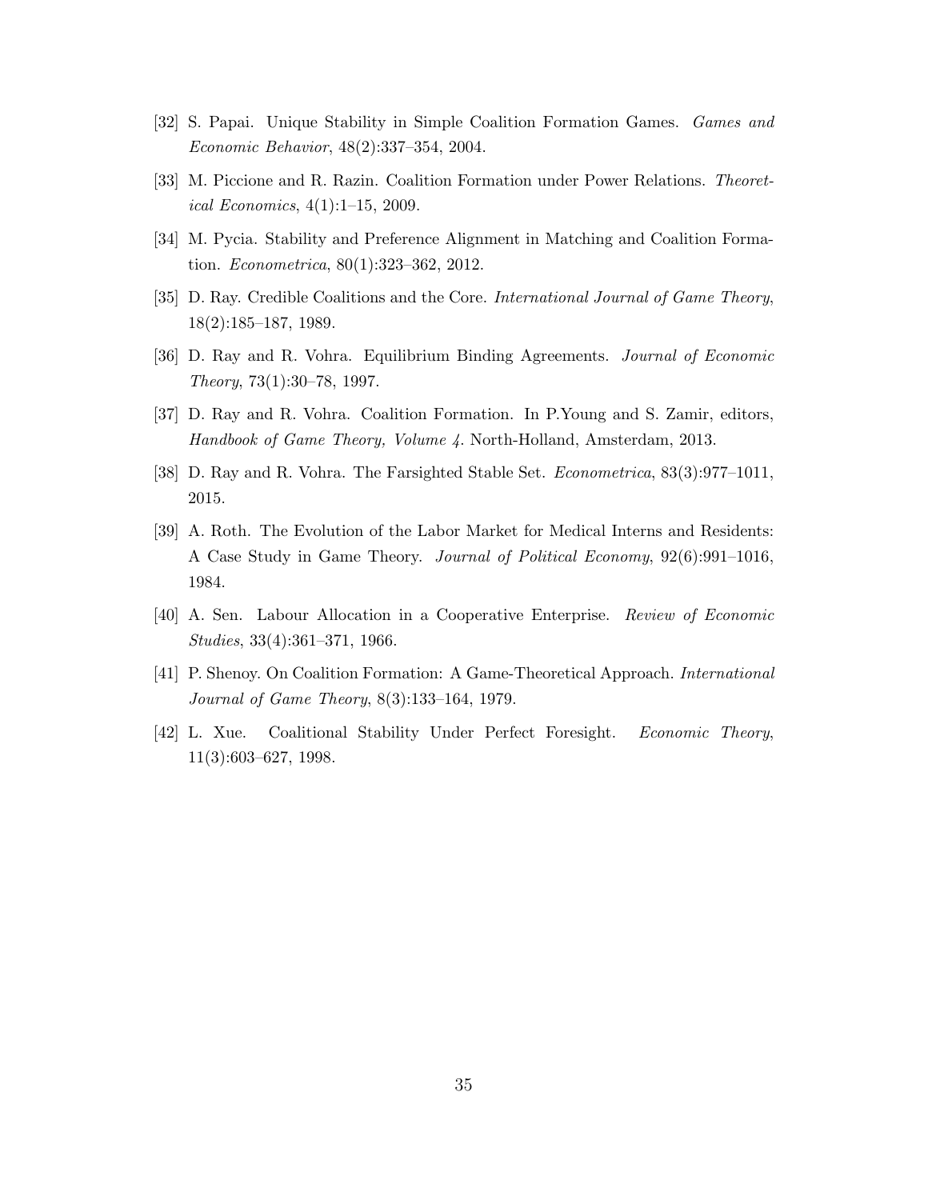[32] S. Papai. Unique Stability in Simple Coalition Formation Games. *Games and Economic Behavior*, 48(2):337–354, 2004.

[33] M. Piccione and R. Razin. Coalition Formation under Power Relations. *Theoretical Economics*, 4(1):1–15, 2009.

[34] M. Pycia. Stability and Preference Alignment in Matching and Coalition Formation. *Econometrica*, 80(1):323–362, 2012.

[35] D. Ray. Credible Coalitions and the Core. *International Journal of Game Theory*, 18(2):185–187, 1989.

[36] D. Ray and R. Vohra. Equilibrium Binding Agreements. *Journal of Economic Theory*, 73(1):30–78, 1997.

[37] D. Ray and R. Vohra. Coalition Formation. In P.Young and S. Zamir, editors, *Handbook of Game Theory, Volume 4*. North-Holland, Amsterdam, 2013.

[38] D. Ray and R. Vohra. The Farsighted Stable Set. *Econometrica*, 83(3):977–1011, 2015.

[39] A. Roth. The Evolution of the Labor Market for Medical Interns and Residents: A Case Study in Game Theory. *Journal of Political Economy*, 92(6):991–1016, 1984.

[40] A. Sen. Labour Allocation in a Cooperative Enterprise. *Review of Economic Studies*, 33(4):361–371, 1966.

[41] P. Shenoy. On Coalition Formation: A Game-Theoretical Approach. *International Journal of Game Theory*, 8(3):133–164, 1979.

[42] L. Xue. Coalitional Stability Under Perfect Foresight. *Economic Theory*, 11(3):603–627, 1998.